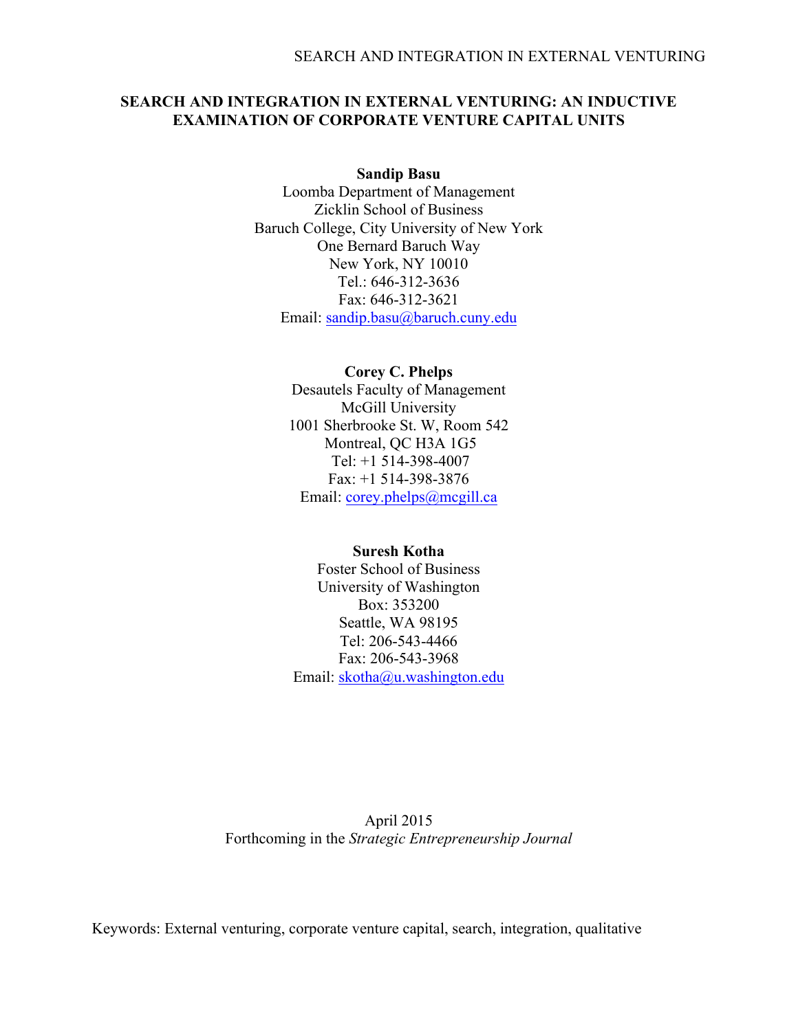# SEARCH AND INTEGRATION IN EXTERNAL VENTURING: AN INDUCTIVE EXAMINATION OF CORPORATE VENTURE CAPITAL UNITS

**Sandip Basu**
Loomba Department of Management
Zicklin School of Business
Baruch College, City University of New York
One Bernard Baruch Way
New York, NY 10010
Tel.: 646-312-3636
Fax: 646-312-3621
Email: sandip.basu@baruch.cuny.edu

**Corey C. Phelps**
Desautels Faculty of Management
McGill University
1001 Sherbrooke St. W, Room 542
Montreal, QC H3A 1G5
Tel: +1 514-398-4007
Fax: +1 514-398-3876
Email: corey.phelps@mcgill.ca

**Suresh Kotha**
Foster School of Business
University of Washington
Box: 353200
Seattle, WA 98195
Tel: 206-543-4466
Fax: 206-543-3968
Email: skotha@u.washington.edu

April 2015
Forthcoming in the *Strategic Entrepreneurship Journal*

Keywords: External venturing, corporate venture capital, search, integration, qualitative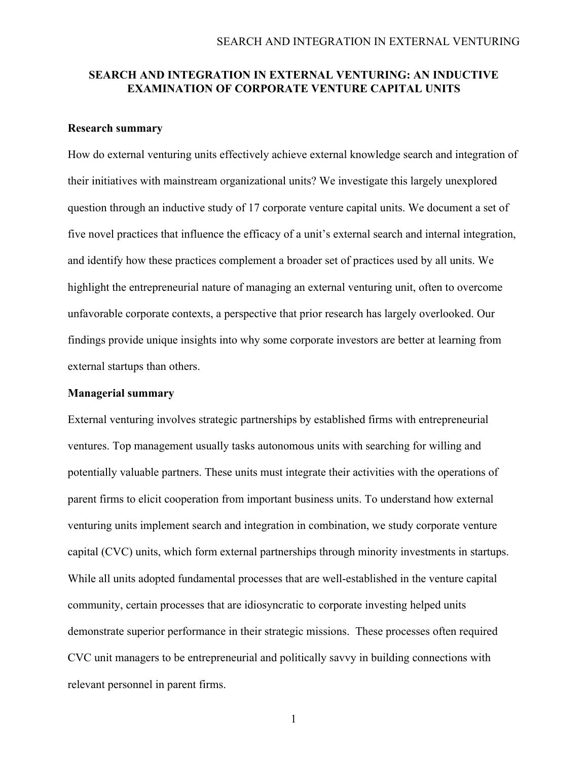# SEARCH AND INTEGRATION IN EXTERNAL VENTURING: AN INDUCTIVE EXAMINATION OF CORPORATE VENTURE CAPITAL UNITS

## Research summary

How do external venturing units effectively achieve external knowledge search and integration of their initiatives with mainstream organizational units? We investigate this largely unexplored question through an inductive study of 17 corporate venture capital units. We document a set of five novel practices that influence the efficacy of a unit's external search and internal integration, and identify how these practices complement a broader set of practices used by all units. We highlight the entrepreneurial nature of managing an external venturing unit, often to overcome unfavorable corporate contexts, a perspective that prior research has largely overlooked. Our findings provide unique insights into why some corporate investors are better at learning from external startups than others.

## Managerial summary

External venturing involves strategic partnerships by established firms with entrepreneurial ventures. Top management usually tasks autonomous units with searching for willing and potentially valuable partners. These units must integrate their activities with the operations of parent firms to elicit cooperation from important business units. To understand how external venturing units implement search and integration in combination, we study corporate venture capital (CVC) units, which form external partnerships through minority investments in startups. While all units adopted fundamental processes that are well-established in the venture capital community, certain processes that are idiosyncratic to corporate investing helped units demonstrate superior performance in their strategic missions. These processes often required CVC unit managers to be entrepreneurial and politically savvy in building connections with relevant personnel in parent firms.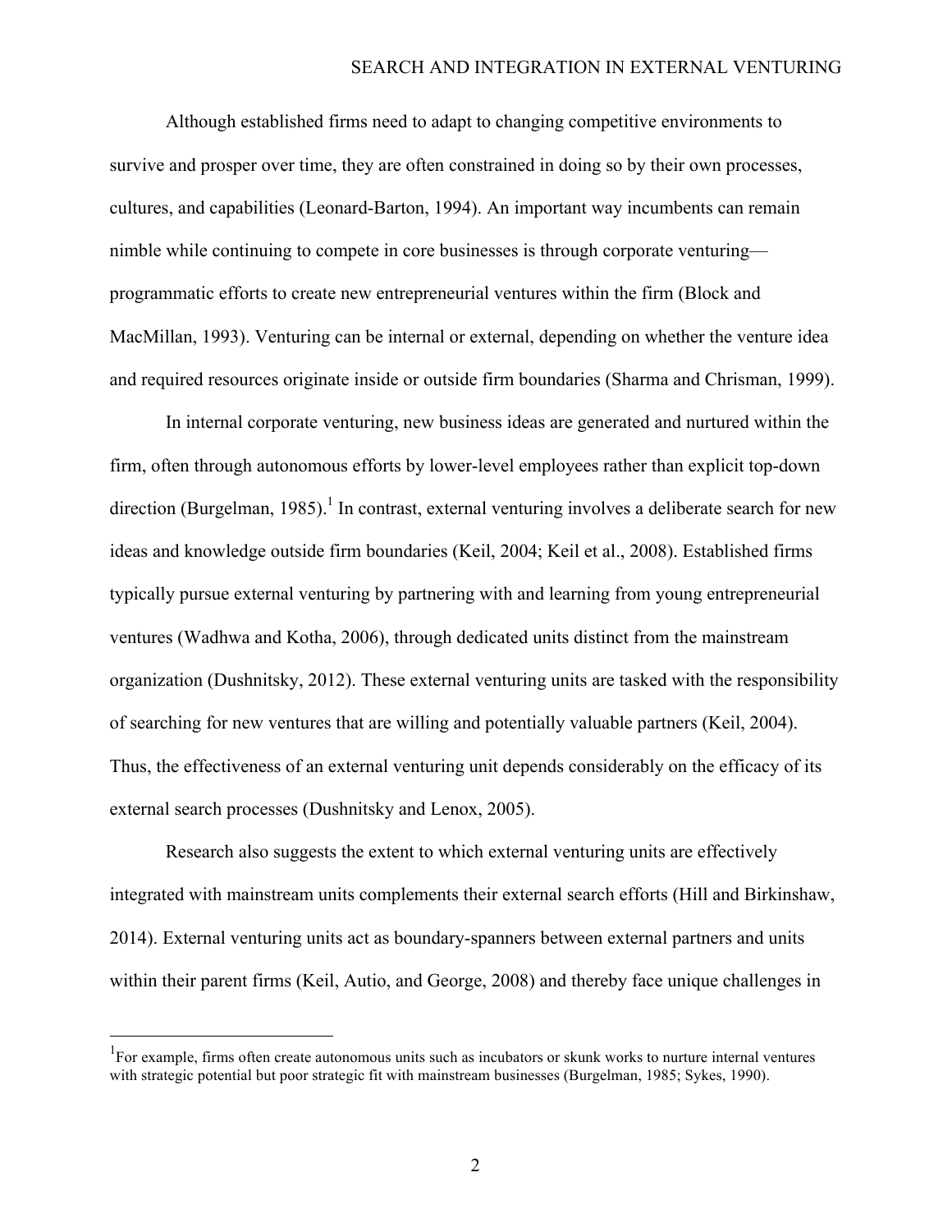Although established firms need to adapt to changing competitive environments to survive and prosper over time, they are often constrained in doing so by their own processes, cultures, and capabilities (Leonard-Barton, 1994). An important way incumbents can remain nimble while continuing to compete in core businesses is through corporate venturing—programmatic efforts to create new entrepreneurial ventures within the firm (Block and MacMillan, 1993). Venturing can be internal or external, depending on whether the venture idea and required resources originate inside or outside firm boundaries (Sharma and Chrisman, 1999).

In internal corporate venturing, new business ideas are generated and nurtured within the firm, often through autonomous efforts by lower-level employees rather than explicit top-down direction (Burgelman, 1985).[1] In contrast, external venturing involves a deliberate search for new ideas and knowledge outside firm boundaries (Keil, 2004; Keil et al., 2008). Established firms typically pursue external venturing by partnering with and learning from young entrepreneurial ventures (Wadhwa and Kotha, 2006), through dedicated units distinct from the mainstream organization (Dushnitsky, 2012). These external venturing units are tasked with the responsibility of searching for new ventures that are willing and potentially valuable partners (Keil, 2004). Thus, the effectiveness of an external venturing unit depends considerably on the efficacy of its external search processes (Dushnitsky and Lenox, 2005).

Research also suggests the extent to which external venturing units are effectively integrated with mainstream units complements their external search efforts (Hill and Birkinshaw, 2014). External venturing units act as boundary-spanners between external partners and units within their parent firms (Keil, Autio, and George, 2008) and thereby face unique challenges in

[1] For example, firms often create autonomous units such as incubators or skunk works to nurture internal ventures with strategic potential but poor strategic fit with mainstream businesses (Burgelman, 1985; Sykes, 1990).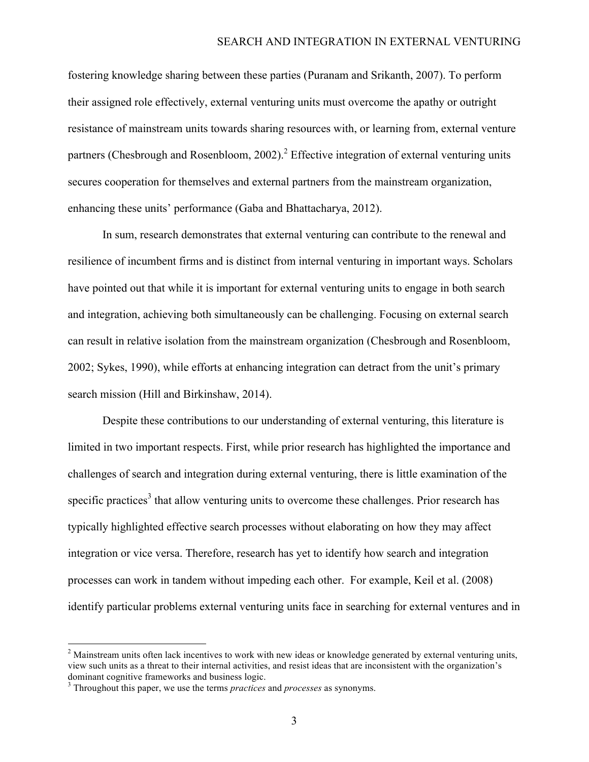fostering knowledge sharing between these parties (Puranam and Srikanth, 2007). To perform their assigned role effectively, external venturing units must overcome the apathy or outright resistance of mainstream units towards sharing resources with, or learning from, external venture partners (Chesbrough and Rosenbloom, 2002).[2] Effective integration of external venturing units secures cooperation for themselves and external partners from the mainstream organization, enhancing these units' performance (Gaba and Bhattacharya, 2012).

In sum, research demonstrates that external venturing can contribute to the renewal and resilience of incumbent firms and is distinct from internal venturing in important ways. Scholars have pointed out that while it is important for external venturing units to engage in both search and integration, achieving both simultaneously can be challenging. Focusing on external search can result in relative isolation from the mainstream organization (Chesbrough and Rosenbloom, 2002; Sykes, 1990), while efforts at enhancing integration can detract from the unit's primary search mission (Hill and Birkinshaw, 2014).

Despite these contributions to our understanding of external venturing, this literature is limited in two important respects. First, while prior research has highlighted the importance and challenges of search and integration during external venturing, there is little examination of the specific practices[3] that allow venturing units to overcome these challenges. Prior research has typically highlighted effective search processes without elaborating on how they may affect integration or vice versa. Therefore, research has yet to identify how search and integration processes can work in tandem without impeding each other. For example, Keil et al. (2008) identify particular problems external venturing units face in searching for external ventures and in

---

[2] Mainstream units often lack incentives to work with new ideas or knowledge generated by external venturing units, view such units as a threat to their internal activities, and resist ideas that are inconsistent with the organization's dominant cognitive frameworks and business logic.

[3] Throughout this paper, we use the terms *practices* and *processes* as synonyms.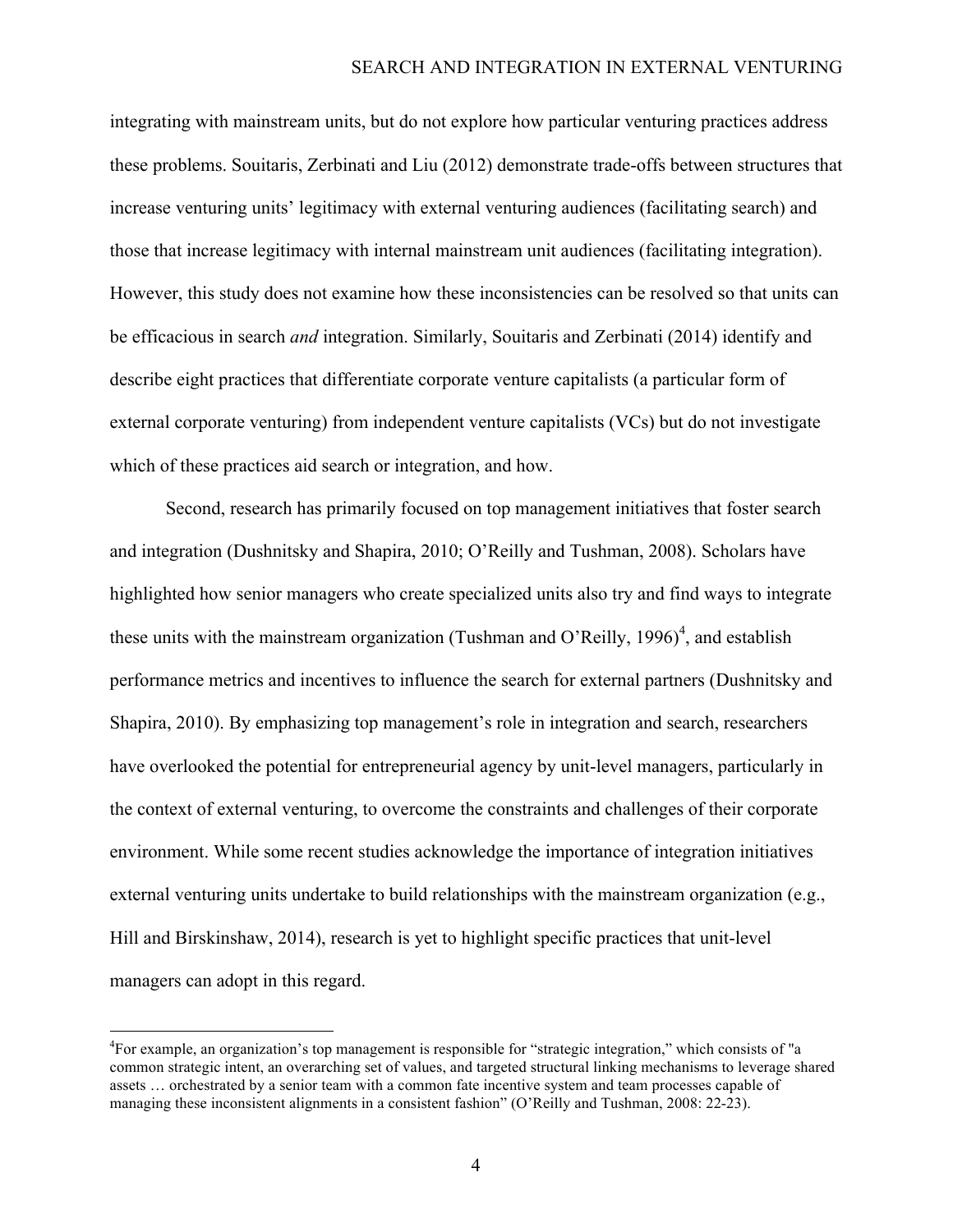integrating with mainstream units, but do not explore how particular venturing practices address these problems. Souitaris, Zerbinati and Liu (2012) demonstrate trade-offs between structures that increase venturing units' legitimacy with external venturing audiences (facilitating search) and those that increase legitimacy with internal mainstream unit audiences (facilitating integration). However, this study does not examine how these inconsistencies can be resolved so that units can be efficacious in search *and* integration. Similarly, Souitaris and Zerbinati (2014) identify and describe eight practices that differentiate corporate venture capitalists (a particular form of external corporate venturing) from independent venture capitalists (VCs) but do not investigate which of these practices aid search or integration, and how.

Second, research has primarily focused on top management initiatives that foster search and integration (Dushnitsky and Shapira, 2010; O'Reilly and Tushman, 2008). Scholars have highlighted how senior managers who create specialized units also try and find ways to integrate these units with the mainstream organization (Tushman and O'Reilly, 1996)[4], and establish performance metrics and incentives to influence the search for external partners (Dushnitsky and Shapira, 2010). By emphasizing top management's role in integration and search, researchers have overlooked the potential for entrepreneurial agency by unit-level managers, particularly in the context of external venturing, to overcome the constraints and challenges of their corporate environment. While some recent studies acknowledge the importance of integration initiatives external venturing units undertake to build relationships with the mainstream organization (e.g., Hill and Birskinshaw, 2014), research is yet to highlight specific practices that unit-level managers can adopt in this regard.

[4]For example, an organization's top management is responsible for "strategic integration," which consists of "a common strategic intent, an overarching set of values, and targeted structural linking mechanisms to leverage shared assets … orchestrated by a senior team with a common fate incentive system and team processes capable of managing these inconsistent alignments in a consistent fashion" (O'Reilly and Tushman, 2008: 22-23).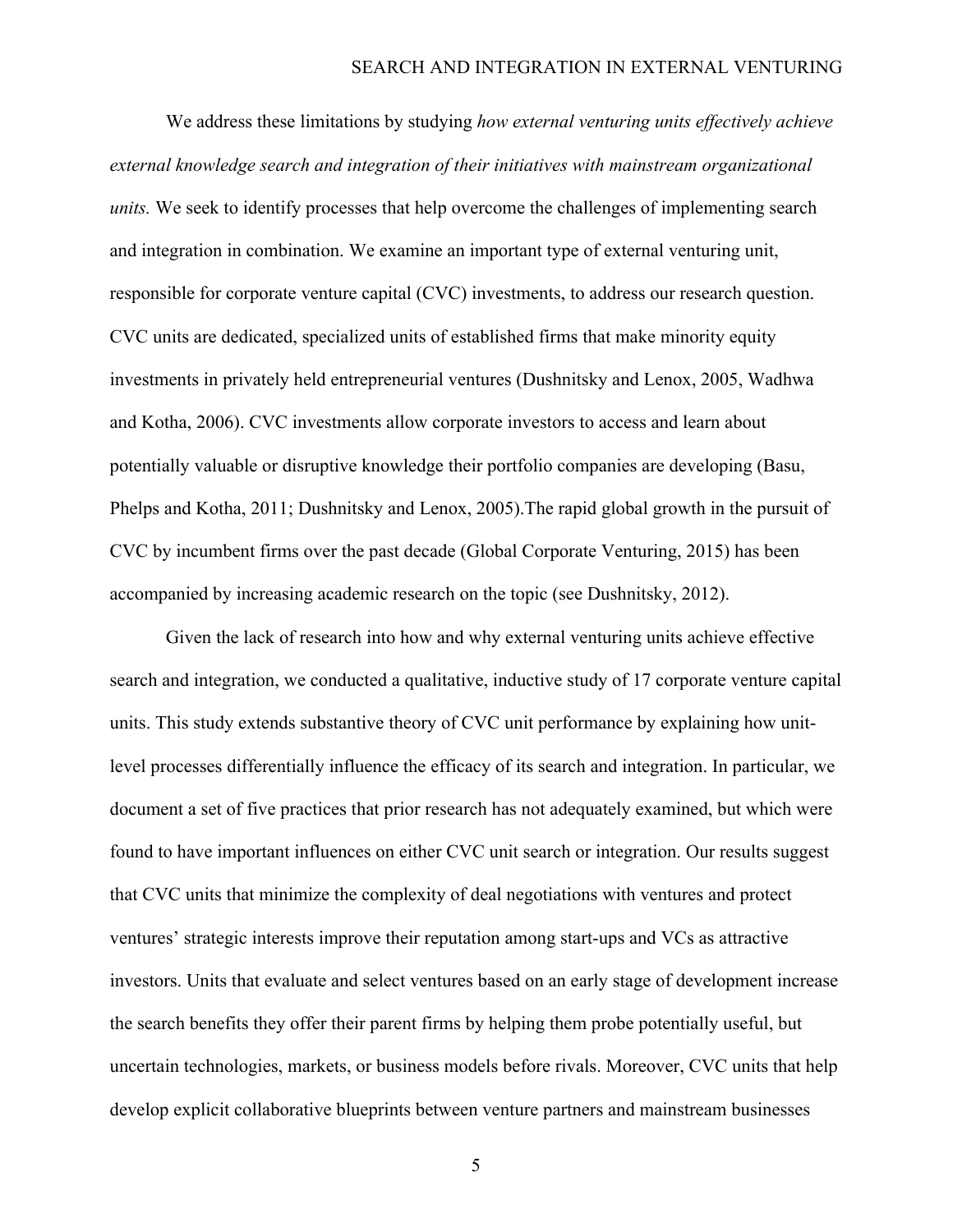We address these limitations by studying *how external venturing units effectively achieve external knowledge search and integration of their initiatives with mainstream organizational units.* We seek to identify processes that help overcome the challenges of implementing search and integration in combination. We examine an important type of external venturing unit, responsible for corporate venture capital (CVC) investments, to address our research question. CVC units are dedicated, specialized units of established firms that make minority equity investments in privately held entrepreneurial ventures (Dushnitsky and Lenox, 2005, Wadhwa and Kotha, 2006). CVC investments allow corporate investors to access and learn about potentially valuable or disruptive knowledge their portfolio companies are developing (Basu, Phelps and Kotha, 2011; Dushnitsky and Lenox, 2005).The rapid global growth in the pursuit of CVC by incumbent firms over the past decade (Global Corporate Venturing, 2015) has been accompanied by increasing academic research on the topic (see Dushnitsky, 2012).

Given the lack of research into how and why external venturing units achieve effective search and integration, we conducted a qualitative, inductive study of 17 corporate venture capital units. This study extends substantive theory of CVC unit performance by explaining how unit-level processes differentially influence the efficacy of its search and integration. In particular, we document a set of five practices that prior research has not adequately examined, but which were found to have important influences on either CVC unit search or integration. Our results suggest that CVC units that minimize the complexity of deal negotiations with ventures and protect ventures' strategic interests improve their reputation among start-ups and VCs as attractive investors. Units that evaluate and select ventures based on an early stage of development increase the search benefits they offer their parent firms by helping them probe potentially useful, but uncertain technologies, markets, or business models before rivals. Moreover, CVC units that help develop explicit collaborative blueprints between venture partners and mainstream businesses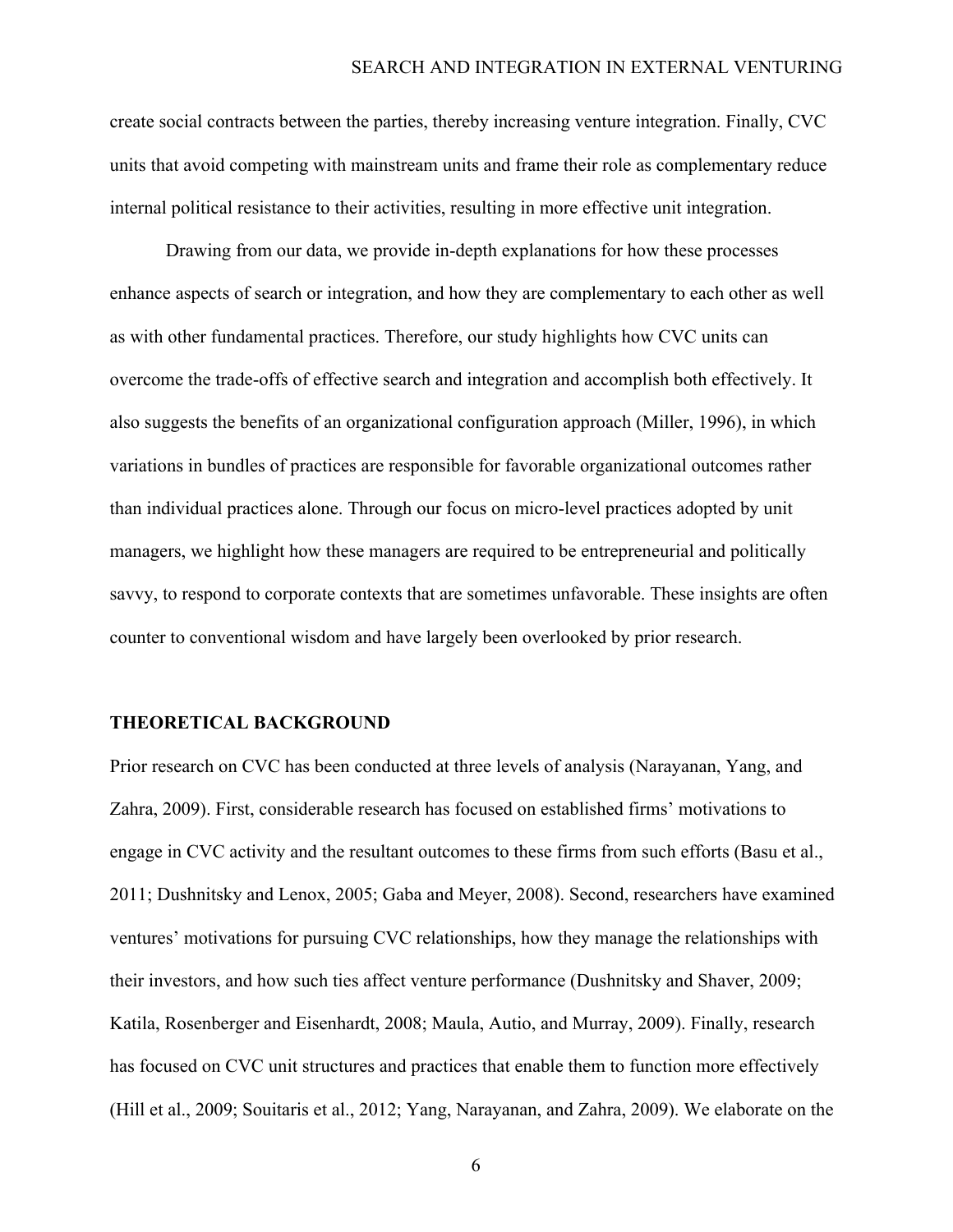create social contracts between the parties, thereby increasing venture integration. Finally, CVC units that avoid competing with mainstream units and frame their role as complementary reduce internal political resistance to their activities, resulting in more effective unit integration.

Drawing from our data, we provide in-depth explanations for how these processes enhance aspects of search or integration, and how they are complementary to each other as well as with other fundamental practices. Therefore, our study highlights how CVC units can overcome the trade-offs of effective search and integration and accomplish both effectively. It also suggests the benefits of an organizational configuration approach (Miller, 1996), in which variations in bundles of practices are responsible for favorable organizational outcomes rather than individual practices alone. Through our focus on micro-level practices adopted by unit managers, we highlight how these managers are required to be entrepreneurial and politically savvy, to respond to corporate contexts that are sometimes unfavorable. These insights are often counter to conventional wisdom and have largely been overlooked by prior research.

## THEORETICAL BACKGROUND

Prior research on CVC has been conducted at three levels of analysis (Narayanan, Yang, and Zahra, 2009). First, considerable research has focused on established firms' motivations to engage in CVC activity and the resultant outcomes to these firms from such efforts (Basu et al., 2011; Dushnitsky and Lenox, 2005; Gaba and Meyer, 2008). Second, researchers have examined ventures' motivations for pursuing CVC relationships, how they manage the relationships with their investors, and how such ties affect venture performance (Dushnitsky and Shaver, 2009; Katila, Rosenberger and Eisenhardt, 2008; Maula, Autio, and Murray, 2009). Finally, research has focused on CVC unit structures and practices that enable them to function more effectively (Hill et al., 2009; Souitaris et al., 2012; Yang, Narayanan, and Zahra, 2009). We elaborate on the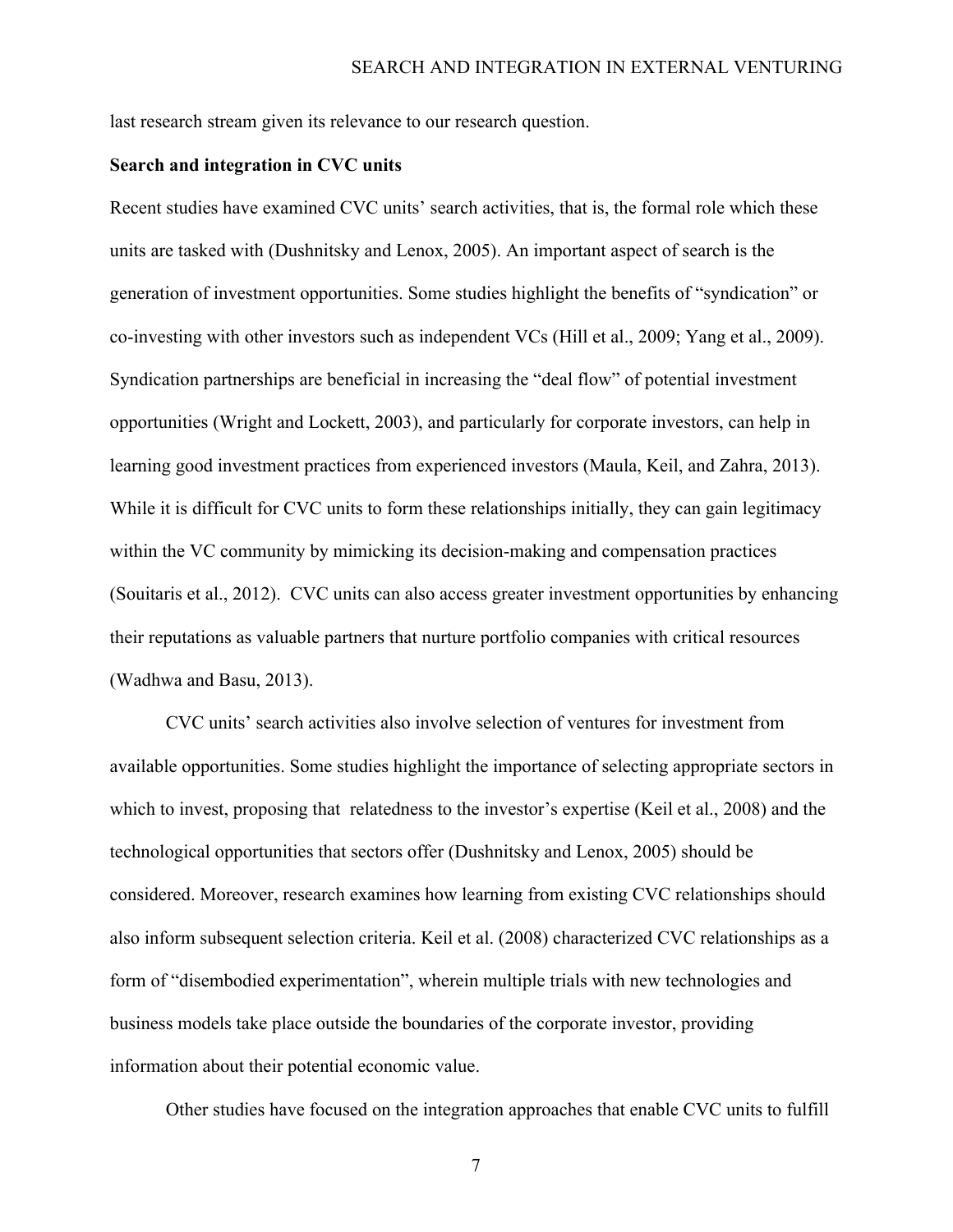last research stream given its relevance to our research question.

**Search and integration in CVC units**

Recent studies have examined CVC units' search activities, that is, the formal role which these units are tasked with (Dushnitsky and Lenox, 2005). An important aspect of search is the generation of investment opportunities. Some studies highlight the benefits of "syndication" or co-investing with other investors such as independent VCs (Hill et al., 2009; Yang et al., 2009). Syndication partnerships are beneficial in increasing the "deal flow" of potential investment opportunities (Wright and Lockett, 2003), and particularly for corporate investors, can help in learning good investment practices from experienced investors (Maula, Keil, and Zahra, 2013). While it is difficult for CVC units to form these relationships initially, they can gain legitimacy within the VC community by mimicking its decision-making and compensation practices (Souitaris et al., 2012). CVC units can also access greater investment opportunities by enhancing their reputations as valuable partners that nurture portfolio companies with critical resources (Wadhwa and Basu, 2013).

CVC units' search activities also involve selection of ventures for investment from available opportunities. Some studies highlight the importance of selecting appropriate sectors in which to invest, proposing that relatedness to the investor's expertise (Keil et al., 2008) and the technological opportunities that sectors offer (Dushnitsky and Lenox, 2005) should be considered. Moreover, research examines how learning from existing CVC relationships should also inform subsequent selection criteria. Keil et al. (2008) characterized CVC relationships as a form of "disembodied experimentation", wherein multiple trials with new technologies and business models take place outside the boundaries of the corporate investor, providing information about their potential economic value.

Other studies have focused on the integration approaches that enable CVC units to fulfill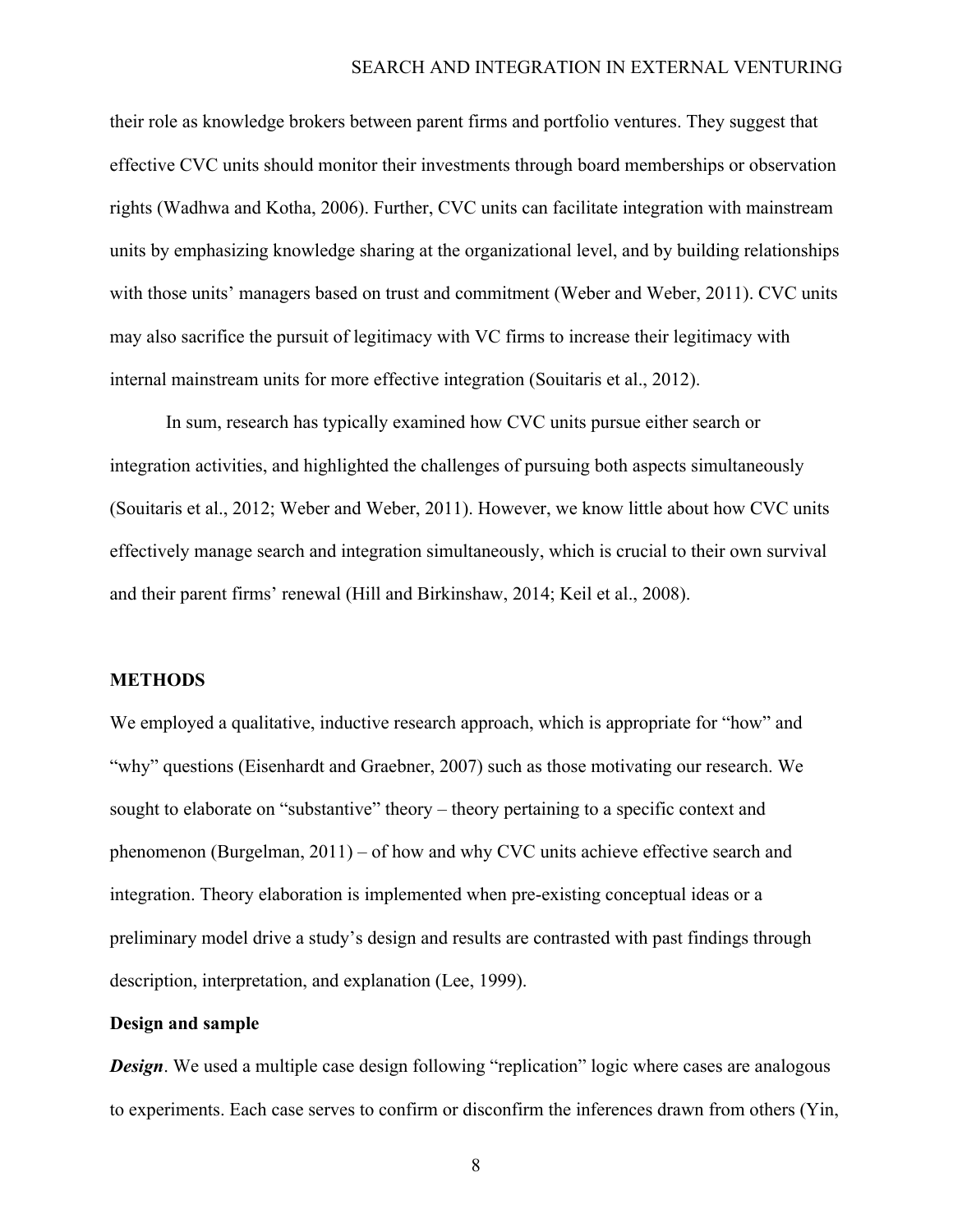their role as knowledge brokers between parent firms and portfolio ventures. They suggest that effective CVC units should monitor their investments through board memberships or observation rights (Wadhwa and Kotha, 2006). Further, CVC units can facilitate integration with mainstream units by emphasizing knowledge sharing at the organizational level, and by building relationships with those units' managers based on trust and commitment (Weber and Weber, 2011). CVC units may also sacrifice the pursuit of legitimacy with VC firms to increase their legitimacy with internal mainstream units for more effective integration (Souitaris et al., 2012).

In sum, research has typically examined how CVC units pursue either search or integration activities, and highlighted the challenges of pursuing both aspects simultaneously (Souitaris et al., 2012; Weber and Weber, 2011). However, we know little about how CVC units effectively manage search and integration simultaneously, which is crucial to their own survival and their parent firms' renewal (Hill and Birkinshaw, 2014; Keil et al., 2008).

## METHODS

We employed a qualitative, inductive research approach, which is appropriate for "how" and "why" questions (Eisenhardt and Graebner, 2007) such as those motivating our research. We sought to elaborate on "substantive" theory – theory pertaining to a specific context and phenomenon (Burgelman, 2011) – of how and why CVC units achieve effective search and integration. Theory elaboration is implemented when pre-existing conceptual ideas or a preliminary model drive a study's design and results are contrasted with past findings through description, interpretation, and explanation (Lee, 1999).

### Design and sample

***Design***. We used a multiple case design following "replication" logic where cases are analogous to experiments. Each case serves to confirm or disconfirm the inferences drawn from others (Yin,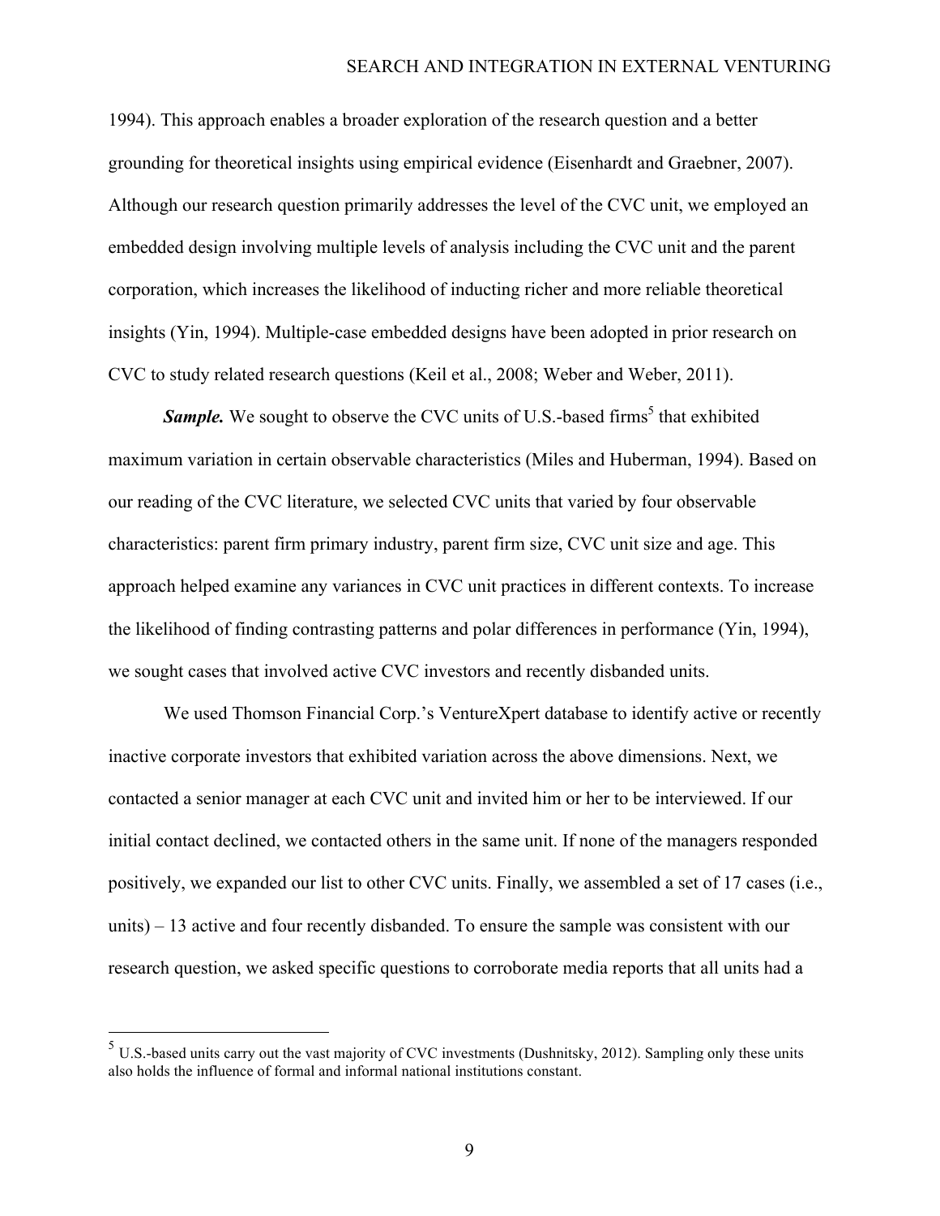1994). This approach enables a broader exploration of the research question and a better grounding for theoretical insights using empirical evidence (Eisenhardt and Graebner, 2007). Although our research question primarily addresses the level of the CVC unit, we employed an embedded design involving multiple levels of analysis including the CVC unit and the parent corporation, which increases the likelihood of inducting richer and more reliable theoretical insights (Yin, 1994). Multiple-case embedded designs have been adopted in prior research on CVC to study related research questions (Keil et al., 2008; Weber and Weber, 2011).

***Sample.*** We sought to observe the CVC units of U.S.-based firms[5] that exhibited maximum variation in certain observable characteristics (Miles and Huberman, 1994). Based on our reading of the CVC literature, we selected CVC units that varied by four observable characteristics: parent firm primary industry, parent firm size, CVC unit size and age. This approach helped examine any variances in CVC unit practices in different contexts. To increase the likelihood of finding contrasting patterns and polar differences in performance (Yin, 1994), we sought cases that involved active CVC investors and recently disbanded units.

We used Thomson Financial Corp.'s VentureXpert database to identify active or recently inactive corporate investors that exhibited variation across the above dimensions. Next, we contacted a senior manager at each CVC unit and invited him or her to be interviewed. If our initial contact declined, we contacted others in the same unit. If none of the managers responded positively, we expanded our list to other CVC units. Finally, we assembled a set of 17 cases (i.e., units) – 13 active and four recently disbanded. To ensure the sample was consistent with our research question, we asked specific questions to corroborate media reports that all units had a

[5] U.S.-based units carry out the vast majority of CVC investments (Dushnitsky, 2012). Sampling only these units also holds the influence of formal and informal national institutions constant.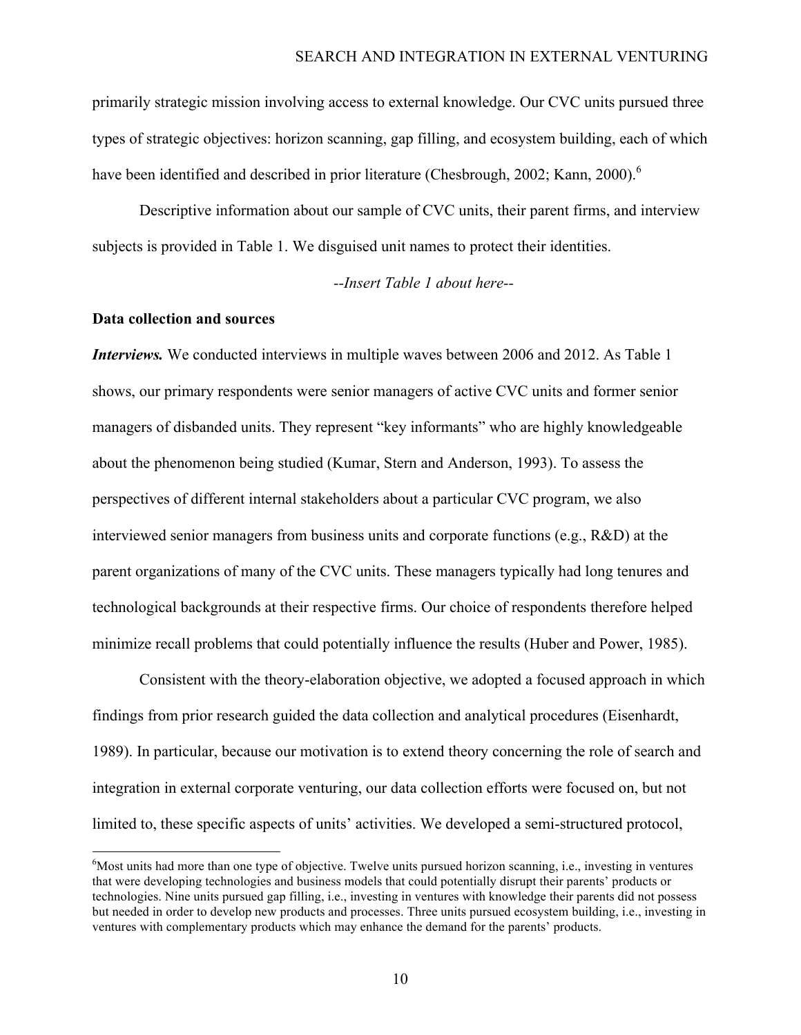primarily strategic mission involving access to external knowledge. Our CVC units pursued three types of strategic objectives: horizon scanning, gap filling, and ecosystem building, each of which have been identified and described in prior literature (Chesbrough, 2002; Kann, 2000).[6]

Descriptive information about our sample of CVC units, their parent firms, and interview subjects is provided in Table 1. We disguised unit names to protect their identities.

*--Insert Table 1 about here--*

**Data collection and sources**

***Interviews.*** We conducted interviews in multiple waves between 2006 and 2012. As Table 1 shows, our primary respondents were senior managers of active CVC units and former senior managers of disbanded units. They represent "key informants" who are highly knowledgeable about the phenomenon being studied (Kumar, Stern and Anderson, 1993). To assess the perspectives of different internal stakeholders about a particular CVC program, we also interviewed senior managers from business units and corporate functions (e.g., R&D) at the parent organizations of many of the CVC units. These managers typically had long tenures and technological backgrounds at their respective firms. Our choice of respondents therefore helped minimize recall problems that could potentially influence the results (Huber and Power, 1985).

Consistent with the theory-elaboration objective, we adopted a focused approach in which findings from prior research guided the data collection and analytical procedures (Eisenhardt, 1989). In particular, because our motivation is to extend theory concerning the role of search and integration in external corporate venturing, our data collection efforts were focused on, but not limited to, these specific aspects of units' activities. We developed a semi-structured protocol,

---

[6]Most units had more than one type of objective. Twelve units pursued horizon scanning, i.e., investing in ventures that were developing technologies and business models that could potentially disrupt their parents' products or technologies. Nine units pursued gap filling, i.e., investing in ventures with knowledge their parents did not possess but needed in order to develop new products and processes. Three units pursued ecosystem building, i.e., investing in ventures with complementary products which may enhance the demand for the parents' products.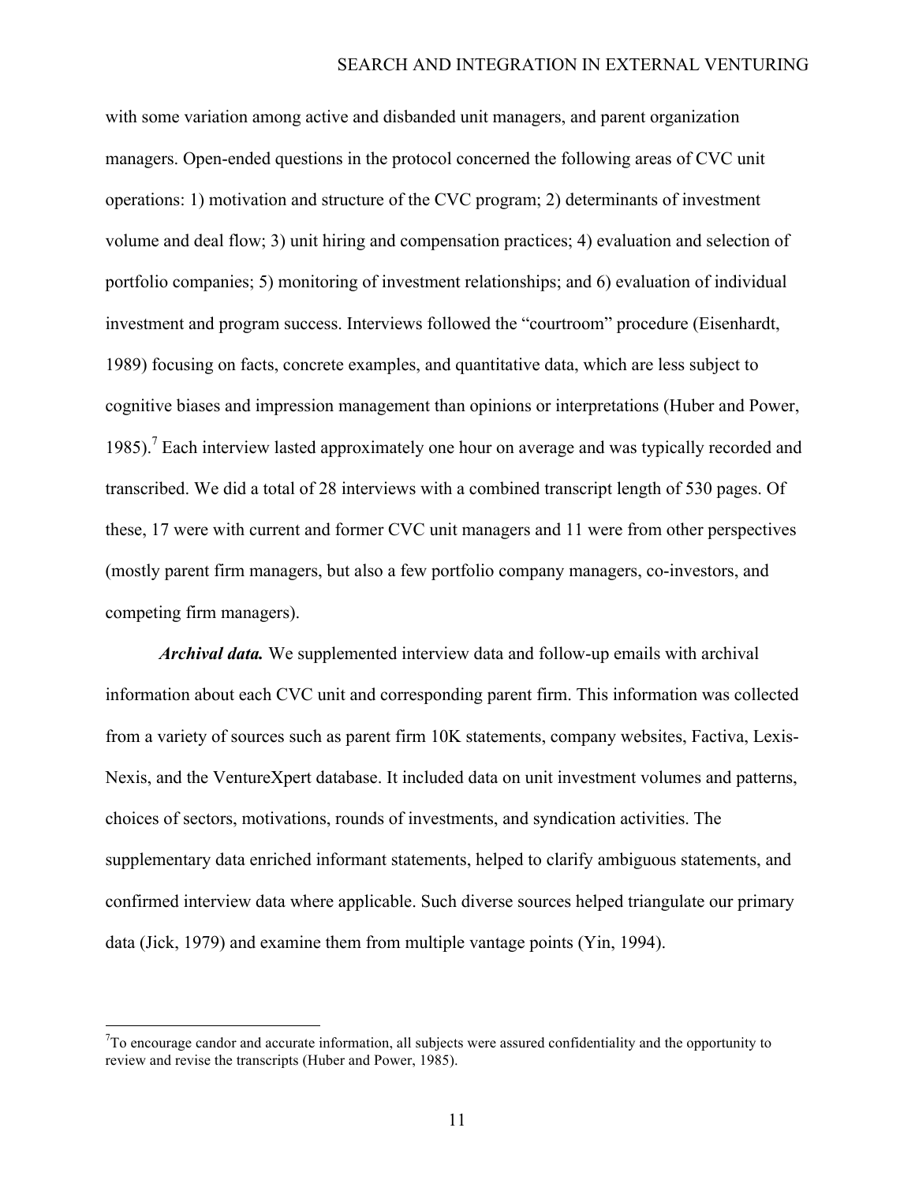with some variation among active and disbanded unit managers, and parent organization managers. Open-ended questions in the protocol concerned the following areas of CVC unit operations: 1) motivation and structure of the CVC program; 2) determinants of investment volume and deal flow; 3) unit hiring and compensation practices; 4) evaluation and selection of portfolio companies; 5) monitoring of investment relationships; and 6) evaluation of individual investment and program success. Interviews followed the "courtroom" procedure (Eisenhardt, 1989) focusing on facts, concrete examples, and quantitative data, which are less subject to cognitive biases and impression management than opinions or interpretations (Huber and Power, 1985).[7] Each interview lasted approximately one hour on average and was typically recorded and transcribed. We did a total of 28 interviews with a combined transcript length of 530 pages. Of these, 17 were with current and former CVC unit managers and 11 were from other perspectives (mostly parent firm managers, but also a few portfolio company managers, co-investors, and competing firm managers).

***Archival data.*** We supplemented interview data and follow-up emails with archival information about each CVC unit and corresponding parent firm. This information was collected from a variety of sources such as parent firm 10K statements, company websites, Factiva, Lexis-Nexis, and the VentureXpert database. It included data on unit investment volumes and patterns, choices of sectors, motivations, rounds of investments, and syndication activities. The supplementary data enriched informant statements, helped to clarify ambiguous statements, and confirmed interview data where applicable. Such diverse sources helped triangulate our primary data (Jick, 1979) and examine them from multiple vantage points (Yin, 1994).

---

[7] To encourage candor and accurate information, all subjects were assured confidentiality and the opportunity to review and revise the transcripts (Huber and Power, 1985).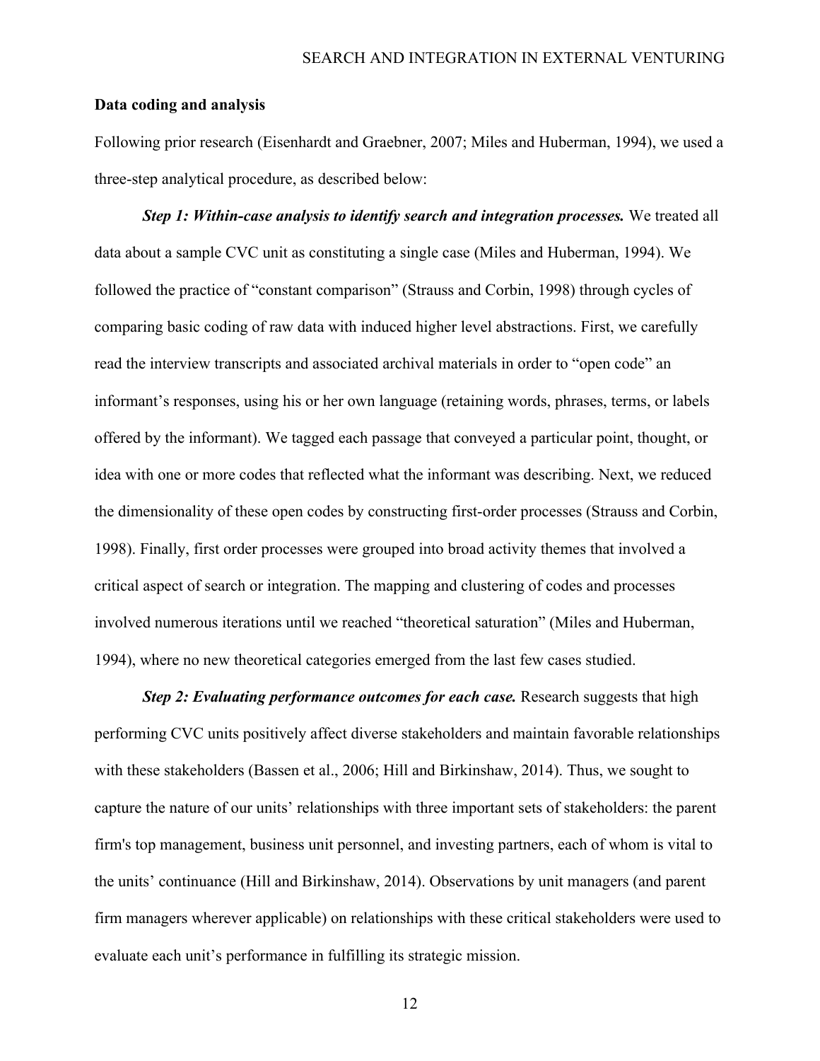**Data coding and analysis**

Following prior research (Eisenhardt and Graebner, 2007; Miles and Huberman, 1994), we used a three-step analytical procedure, as described below:

***Step 1: Within-case analysis to identify search and integration processes.*** We treated all data about a sample CVC unit as constituting a single case (Miles and Huberman, 1994). We followed the practice of "constant comparison" (Strauss and Corbin, 1998) through cycles of comparing basic coding of raw data with induced higher level abstractions. First, we carefully read the interview transcripts and associated archival materials in order to "open code" an informant's responses, using his or her own language (retaining words, phrases, terms, or labels offered by the informant). We tagged each passage that conveyed a particular point, thought, or idea with one or more codes that reflected what the informant was describing. Next, we reduced the dimensionality of these open codes by constructing first-order processes (Strauss and Corbin, 1998). Finally, first order processes were grouped into broad activity themes that involved a critical aspect of search or integration. The mapping and clustering of codes and processes involved numerous iterations until we reached "theoretical saturation" (Miles and Huberman, 1994), where no new theoretical categories emerged from the last few cases studied.

***Step 2: Evaluating performance outcomes for each case.*** Research suggests that high performing CVC units positively affect diverse stakeholders and maintain favorable relationships with these stakeholders (Bassen et al., 2006; Hill and Birkinshaw, 2014). Thus, we sought to capture the nature of our units' relationships with three important sets of stakeholders: the parent firm's top management, business unit personnel, and investing partners, each of whom is vital to the units' continuance (Hill and Birkinshaw, 2014). Observations by unit managers (and parent firm managers wherever applicable) on relationships with these critical stakeholders were used to evaluate each unit's performance in fulfilling its strategic mission.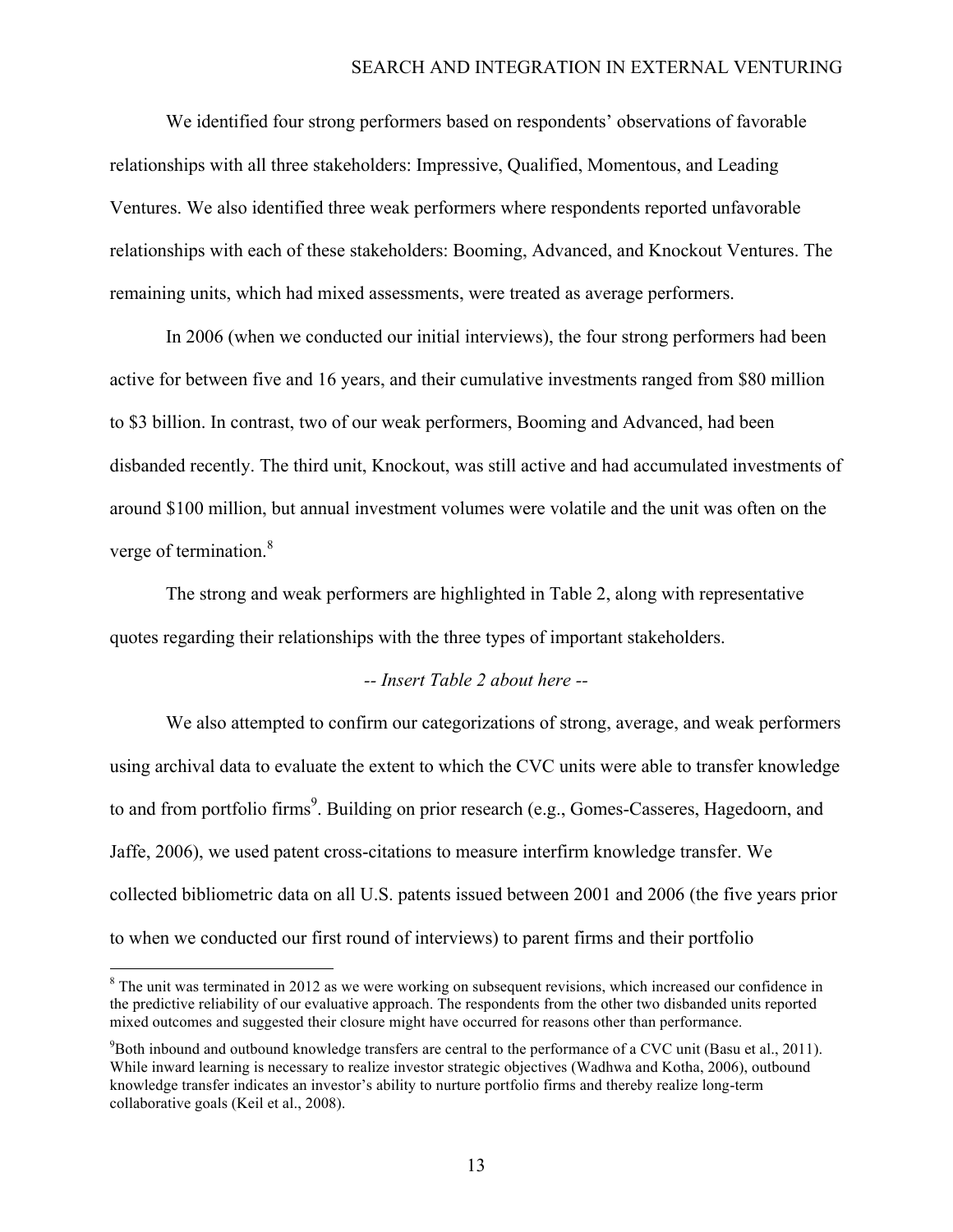We identified four strong performers based on respondents' observations of favorable relationships with all three stakeholders: Impressive, Qualified, Momentous, and Leading Ventures. We also identified three weak performers where respondents reported unfavorable relationships with each of these stakeholders: Booming, Advanced, and Knockout Ventures. The remaining units, which had mixed assessments, were treated as average performers.

In 2006 (when we conducted our initial interviews), the four strong performers had been active for between five and 16 years, and their cumulative investments ranged from $80 million to $3 billion. In contrast, two of our weak performers, Booming and Advanced, had been disbanded recently. The third unit, Knockout, was still active and had accumulated investments of around $100 million, but annual investment volumes were volatile and the unit was often on the verge of termination.[8]

The strong and weak performers are highlighted in Table 2, along with representative quotes regarding their relationships with the three types of important stakeholders.

*-- Insert Table 2 about here --*

We also attempted to confirm our categorizations of strong, average, and weak performers using archival data to evaluate the extent to which the CVC units were able to transfer knowledge to and from portfolio firms[9]. Building on prior research (e.g., Gomes-Casseres, Hagedoorn, and Jaffe, 2006), we used patent cross-citations to measure interfirm knowledge transfer. We collected bibliometric data on all U.S. patents issued between 2001 and 2006 (the five years prior to when we conducted our first round of interviews) to parent firms and their portfolio

[8] The unit was terminated in 2012 as we were working on subsequent revisions, which increased our confidence in the predictive reliability of our evaluative approach. The respondents from the other two disbanded units reported mixed outcomes and suggested their closure might have occurred for reasons other than performance.

[9] Both inbound and outbound knowledge transfers are central to the performance of a CVC unit (Basu et al., 2011). While inward learning is necessary to realize investor strategic objectives (Wadhwa and Kotha, 2006), outbound knowledge transfer indicates an investor's ability to nurture portfolio firms and thereby realize long-term collaborative goals (Keil et al., 2008).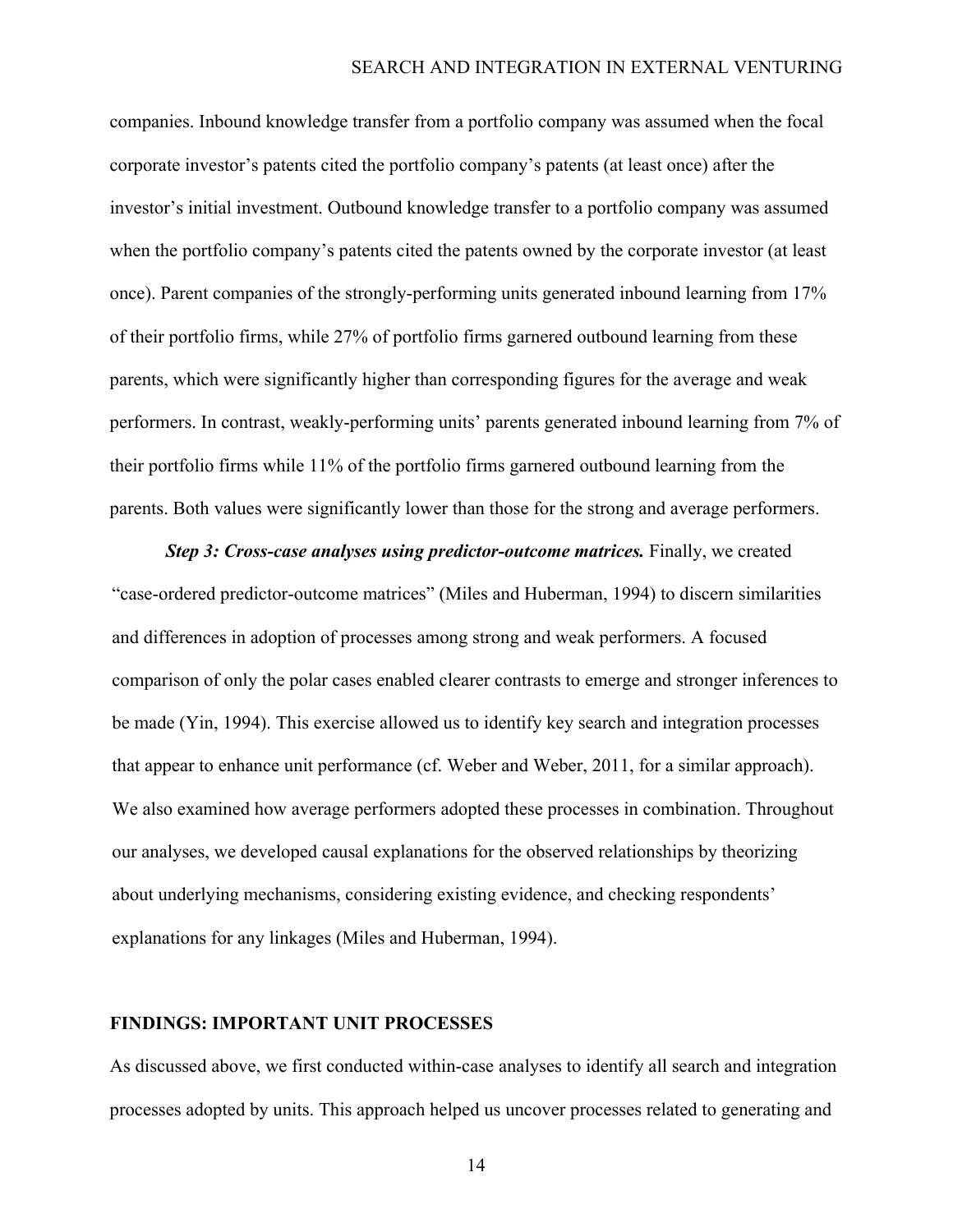companies. Inbound knowledge transfer from a portfolio company was assumed when the focal corporate investor's patents cited the portfolio company's patents (at least once) after the investor's initial investment. Outbound knowledge transfer to a portfolio company was assumed when the portfolio company's patents cited the patents owned by the corporate investor (at least once). Parent companies of the strongly-performing units generated inbound learning from 17% of their portfolio firms, while 27% of portfolio firms garnered outbound learning from these parents, which were significantly higher than corresponding figures for the average and weak performers. In contrast, weakly-performing units' parents generated inbound learning from 7% of their portfolio firms while 11% of the portfolio firms garnered outbound learning from the parents. Both values were significantly lower than those for the strong and average performers.

***Step 3: Cross-case analyses using predictor-outcome matrices.*** Finally, we created "case-ordered predictor-outcome matrices" (Miles and Huberman, 1994) to discern similarities and differences in adoption of processes among strong and weak performers. A focused comparison of only the polar cases enabled clearer contrasts to emerge and stronger inferences to be made (Yin, 1994). This exercise allowed us to identify key search and integration processes that appear to enhance unit performance (cf. Weber and Weber, 2011, for a similar approach). We also examined how average performers adopted these processes in combination. Throughout our analyses, we developed causal explanations for the observed relationships by theorizing about underlying mechanisms, considering existing evidence, and checking respondents' explanations for any linkages (Miles and Huberman, 1994).

## FINDINGS: IMPORTANT UNIT PROCESSES

As discussed above, we first conducted within-case analyses to identify all search and integration processes adopted by units. This approach helped us uncover processes related to generating and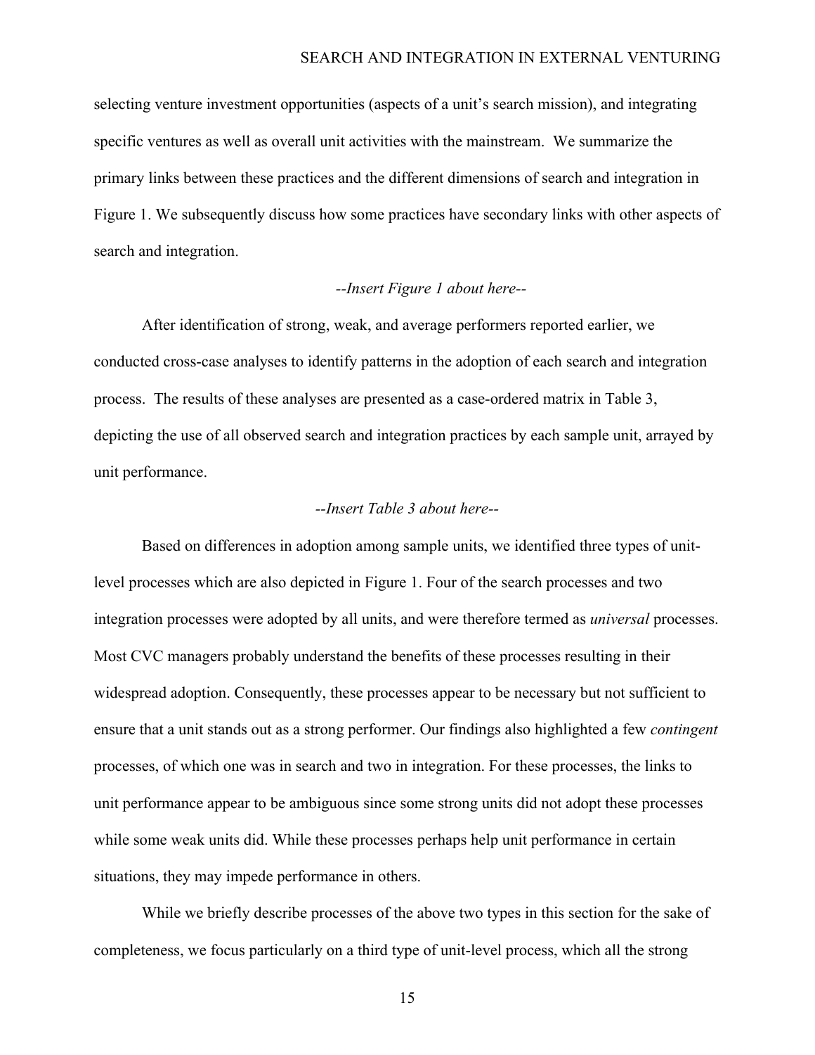selecting venture investment opportunities (aspects of a unit's search mission), and integrating specific ventures as well as overall unit activities with the mainstream. We summarize the primary links between these practices and the different dimensions of search and integration in Figure 1. We subsequently discuss how some practices have secondary links with other aspects of search and integration.

*--Insert Figure 1 about here--*

After identification of strong, weak, and average performers reported earlier, we conducted cross-case analyses to identify patterns in the adoption of each search and integration process. The results of these analyses are presented as a case-ordered matrix in Table 3, depicting the use of all observed search and integration practices by each sample unit, arrayed by unit performance.

*--Insert Table 3 about here--*

Based on differences in adoption among sample units, we identified three types of unit-level processes which are also depicted in Figure 1. Four of the search processes and two integration processes were adopted by all units, and were therefore termed as *universal* processes. Most CVC managers probably understand the benefits of these processes resulting in their widespread adoption. Consequently, these processes appear to be necessary but not sufficient to ensure that a unit stands out as a strong performer. Our findings also highlighted a few *contingent* processes, of which one was in search and two in integration. For these processes, the links to unit performance appear to be ambiguous since some strong units did not adopt these processes while some weak units did. While these processes perhaps help unit performance in certain situations, they may impede performance in others.

While we briefly describe processes of the above two types in this section for the sake of completeness, we focus particularly on a third type of unit-level process, which all the strong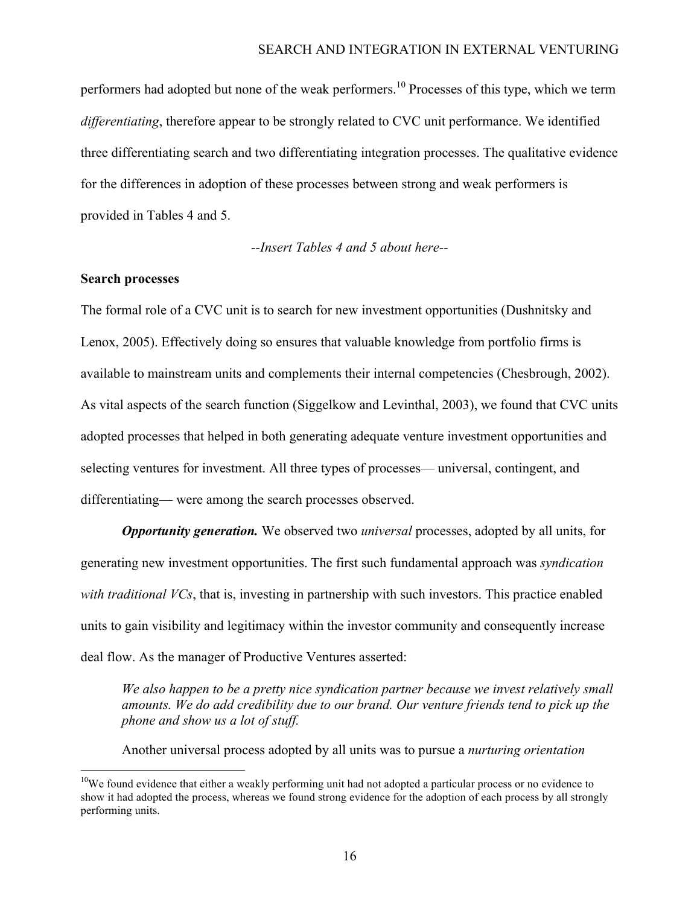performers had adopted but none of the weak performers.[10] Processes of this type, which we term *differentiating*, therefore appear to be strongly related to CVC unit performance. We identified three differentiating search and two differentiating integration processes. The qualitative evidence for the differences in adoption of these processes between strong and weak performers is provided in Tables 4 and 5.

*--Insert Tables 4 and 5 about here--*

**Search processes**

The formal role of a CVC unit is to search for new investment opportunities (Dushnitsky and Lenox, 2005). Effectively doing so ensures that valuable knowledge from portfolio firms is available to mainstream units and complements their internal competencies (Chesbrough, 2002). As vital aspects of the search function (Siggelkow and Levinthal, 2003), we found that CVC units adopted processes that helped in both generating adequate venture investment opportunities and selecting ventures for investment. All three types of processes— universal, contingent, and differentiating— were among the search processes observed.

***Opportunity generation.*** We observed two *universal* processes, adopted by all units, for generating new investment opportunities. The first such fundamental approach was *syndication with traditional VCs*, that is, investing in partnership with such investors. This practice enabled units to gain visibility and legitimacy within the investor community and consequently increase deal flow. As the manager of Productive Ventures asserted:

> *We also happen to be a pretty nice syndication partner because we invest relatively small amounts. We do add credibility due to our brand. Our venture friends tend to pick up the phone and show us a lot of stuff.*

Another universal process adopted by all units was to pursue a *nurturing orientation*

[10] We found evidence that either a weakly performing unit had not adopted a particular process or no evidence to show it had adopted the process, whereas we found strong evidence for the adoption of each process by all strongly performing units.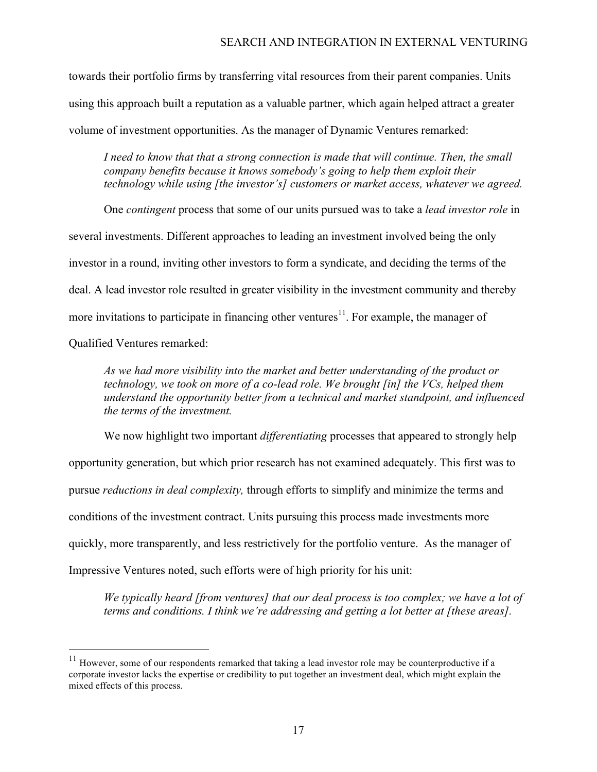towards their portfolio firms by transferring vital resources from their parent companies. Units using this approach built a reputation as a valuable partner, which again helped attract a greater volume of investment opportunities. As the manager of Dynamic Ventures remarked:

> *I need to know that that a strong connection is made that will continue. Then, the small company benefits because it knows somebody's going to help them exploit their technology while using [the investor's] customers or market access, whatever we agreed.*

One *contingent* process that some of our units pursued was to take a *lead investor role* in several investments. Different approaches to leading an investment involved being the only investor in a round, inviting other investors to form a syndicate, and deciding the terms of the deal. A lead investor role resulted in greater visibility in the investment community and thereby more invitations to participate in financing other ventures[11]. For example, the manager of Qualified Ventures remarked:

> *As we had more visibility into the market and better understanding of the product or technology, we took on more of a co-lead role. We brought [in] the VCs, helped them understand the opportunity better from a technical and market standpoint, and influenced the terms of the investment.*

We now highlight two important *differentiating* processes that appeared to strongly help opportunity generation, but which prior research has not examined adequately. This first was to pursue *reductions in deal complexity,* through efforts to simplify and minimize the terms and conditions of the investment contract. Units pursuing this process made investments more quickly, more transparently, and less restrictively for the portfolio venture. As the manager of Impressive Ventures noted, such efforts were of high priority for his unit:

> *We typically heard [from ventures] that our deal process is too complex; we have a lot of terms and conditions. I think we're addressing and getting a lot better at [these areas].*

---

[11] However, some of our respondents remarked that taking a lead investor role may be counterproductive if a corporate investor lacks the expertise or credibility to put together an investment deal, which might explain the mixed effects of this process.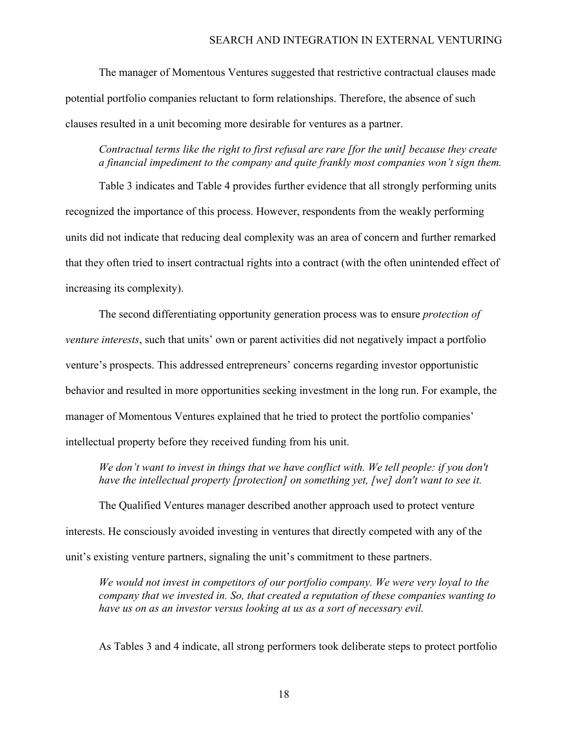The manager of Momentous Ventures suggested that restrictive contractual clauses made potential portfolio companies reluctant to form relationships. Therefore, the absence of such clauses resulted in a unit becoming more desirable for ventures as a partner.

> *Contractual terms like the right to first refusal are rare [for the unit] because they create a financial impediment to the company and quite frankly most companies won't sign them.*

Table 3 indicates and Table 4 provides further evidence that all strongly performing units recognized the importance of this process. However, respondents from the weakly performing units did not indicate that reducing deal complexity was an area of concern and further remarked that they often tried to insert contractual rights into a contract (with the often unintended effect of increasing its complexity).

The second differentiating opportunity generation process was to ensure *protection of venture interests*, such that units' own or parent activities did not negatively impact a portfolio venture's prospects. This addressed entrepreneurs' concerns regarding investor opportunistic behavior and resulted in more opportunities seeking investment in the long run. For example, the manager of Momentous Ventures explained that he tried to protect the portfolio companies' intellectual property before they received funding from his unit.

> *We don't want to invest in things that we have conflict with. We tell people: if you don't have the intellectual property [protection] on something yet, [we] don't want to see it.*

The Qualified Ventures manager described another approach used to protect venture interests. He consciously avoided investing in ventures that directly competed with any of the unit's existing venture partners, signaling the unit's commitment to these partners.

> *We would not invest in competitors of our portfolio company. We were very loyal to the company that we invested in. So, that created a reputation of these companies wanting to have us on as an investor versus looking at us as a sort of necessary evil.*

As Tables 3 and 4 indicate, all strong performers took deliberate steps to protect portfolio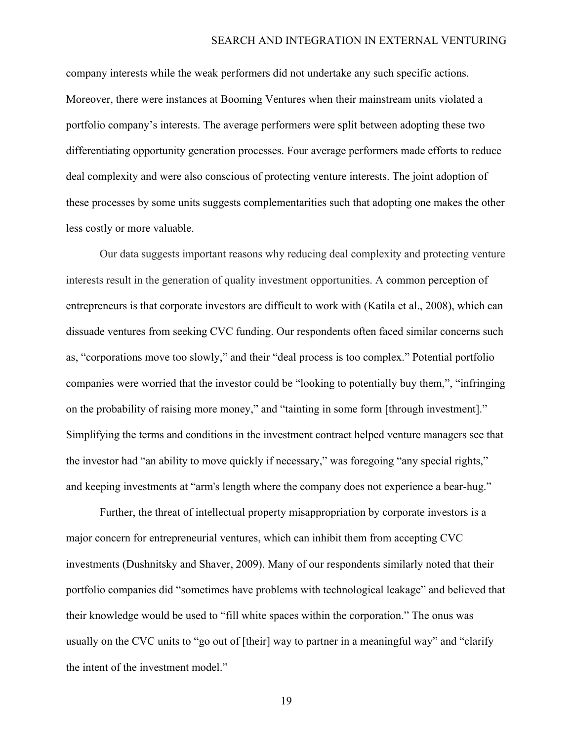company interests while the weak performers did not undertake any such specific actions. Moreover, there were instances at Booming Ventures when their mainstream units violated a portfolio company's interests. The average performers were split between adopting these two differentiating opportunity generation processes. Four average performers made efforts to reduce deal complexity and were also conscious of protecting venture interests. The joint adoption of these processes by some units suggests complementarities such that adopting one makes the other less costly or more valuable.

Our data suggests important reasons why reducing deal complexity and protecting venture interests result in the generation of quality investment opportunities. A common perception of entrepreneurs is that corporate investors are difficult to work with (Katila et al., 2008), which can dissuade ventures from seeking CVC funding. Our respondents often faced similar concerns such as, "corporations move too slowly," and their "deal process is too complex." Potential portfolio companies were worried that the investor could be "looking to potentially buy them,", "infringing on the probability of raising more money," and "tainting in some form [through investment]." Simplifying the terms and conditions in the investment contract helped venture managers see that the investor had "an ability to move quickly if necessary," was foregoing "any special rights," and keeping investments at "arm's length where the company does not experience a bear-hug."

Further, the threat of intellectual property misappropriation by corporate investors is a major concern for entrepreneurial ventures, which can inhibit them from accepting CVC investments (Dushnitsky and Shaver, 2009). Many of our respondents similarly noted that their portfolio companies did "sometimes have problems with technological leakage" and believed that their knowledge would be used to "fill white spaces within the corporation." The onus was usually on the CVC units to "go out of [their] way to partner in a meaningful way" and "clarify the intent of the investment model."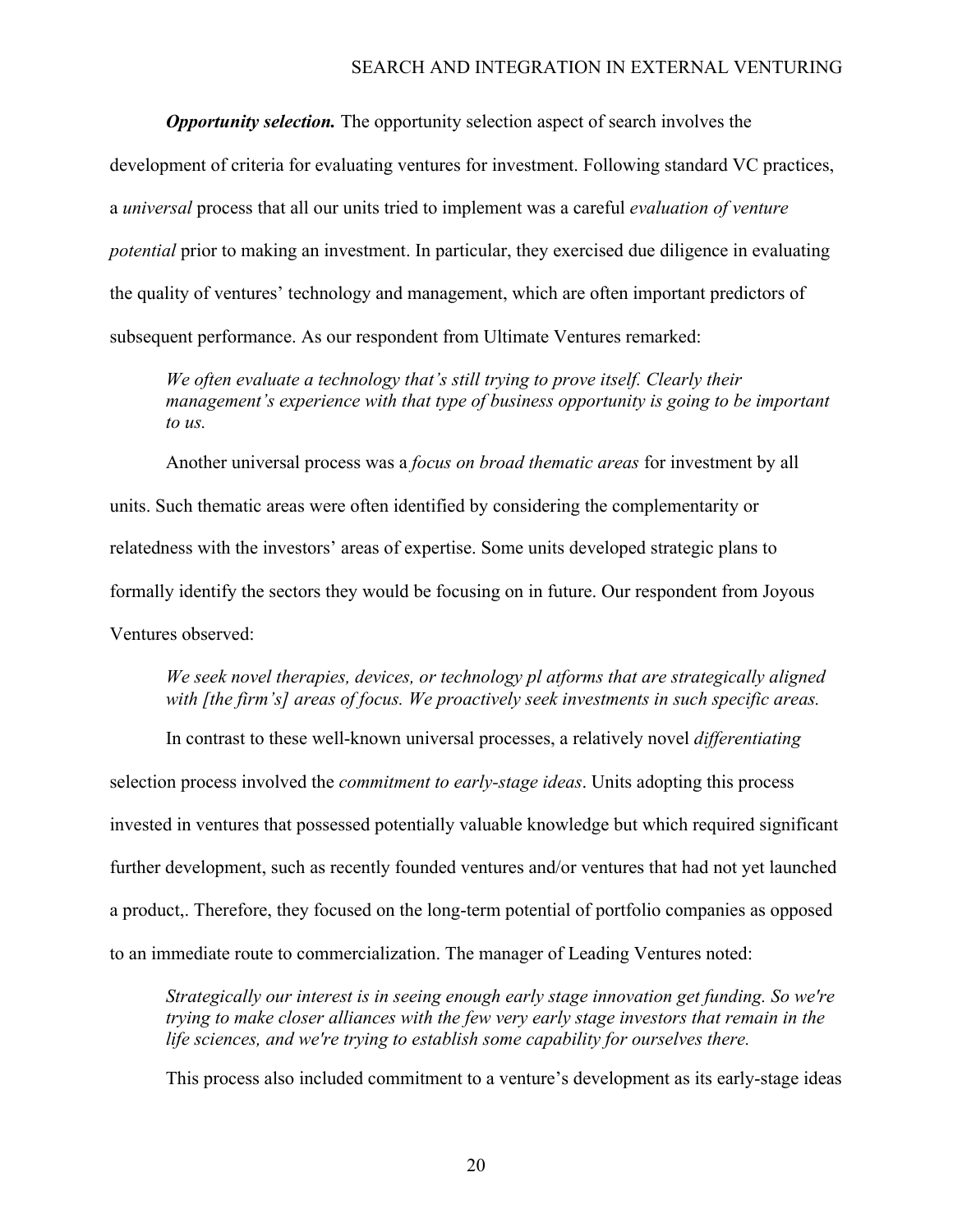***Opportunity selection.*** The opportunity selection aspect of search involves the development of criteria for evaluating ventures for investment. Following standard VC practices, a *universal* process that all our units tried to implement was a careful *evaluation of venture potential* prior to making an investment. In particular, they exercised due diligence in evaluating the quality of ventures' technology and management, which are often important predictors of subsequent performance. As our respondent from Ultimate Ventures remarked:

> *We often evaluate a technology that's still trying to prove itself. Clearly their management's experience with that type of business opportunity is going to be important to us.*

Another universal process was a *focus on broad thematic areas* for investment by all units. Such thematic areas were often identified by considering the complementarity or relatedness with the investors' areas of expertise. Some units developed strategic plans to formally identify the sectors they would be focusing on in future. Our respondent from Joyous Ventures observed:

> *We seek novel therapies, devices, or technology pl atforms that are strategically aligned with [the firm's] areas of focus. We proactively seek investments in such specific areas.*

In contrast to these well-known universal processes, a relatively novel *differentiating* selection process involved the *commitment to early-stage ideas*. Units adopting this process invested in ventures that possessed potentially valuable knowledge but which required significant further development, such as recently founded ventures and/or ventures that had not yet launched a product,. Therefore, they focused on the long-term potential of portfolio companies as opposed to an immediate route to commercialization. The manager of Leading Ventures noted:

> *Strategically our interest is in seeing enough early stage innovation get funding. So we're trying to make closer alliances with the few very early stage investors that remain in the life sciences, and we're trying to establish some capability for ourselves there.*

This process also included commitment to a venture's development as its early-stage ideas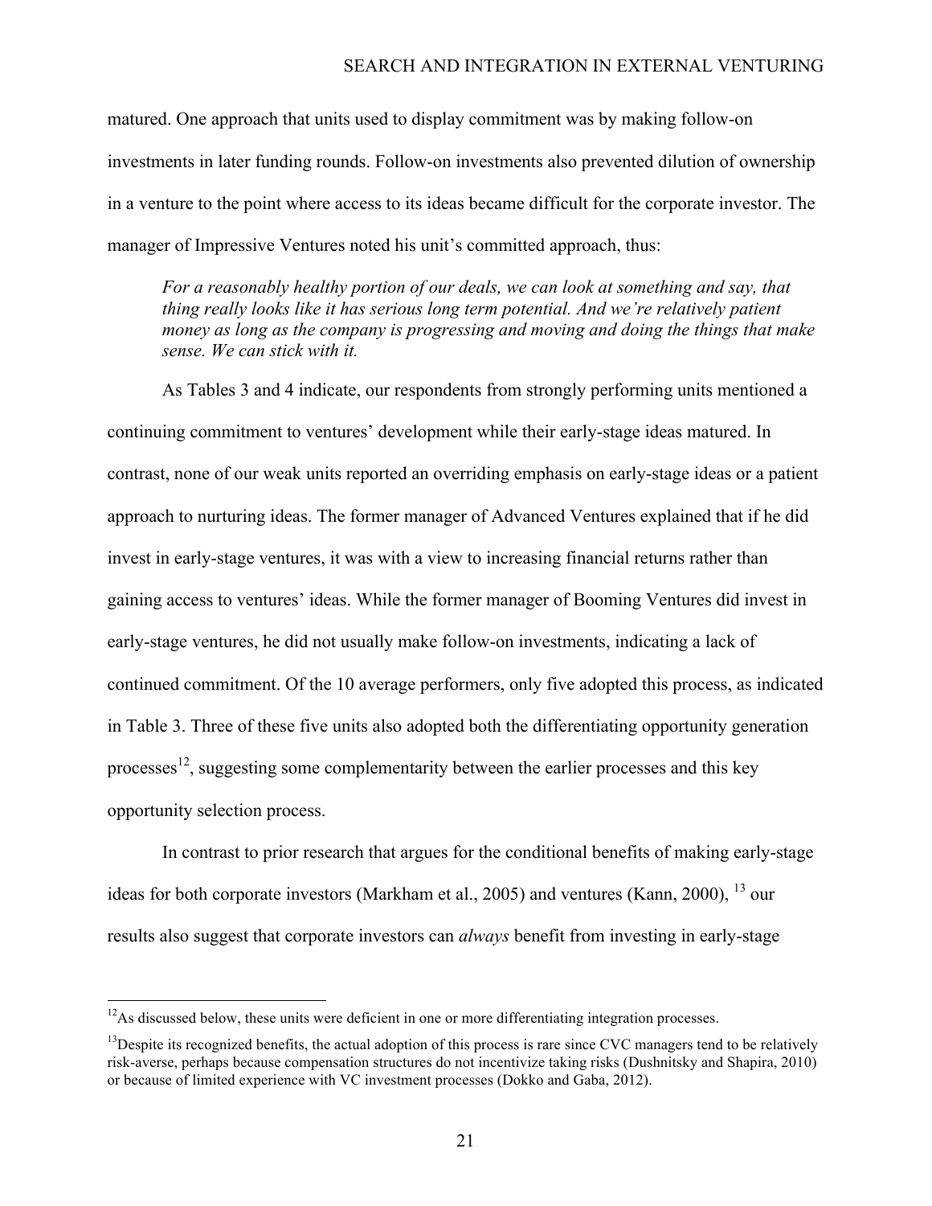matured. One approach that units used to display commitment was by making follow-on investments in later funding rounds. Follow-on investments also prevented dilution of ownership in a venture to the point where access to its ideas became difficult for the corporate investor. The manager of Impressive Ventures noted his unit's committed approach, thus:

> *For a reasonably healthy portion of our deals, we can look at something and say, that thing really looks like it has serious long term potential. And we're relatively patient money as long as the company is progressing and moving and doing the things that make sense. We can stick with it.*

As Tables 3 and 4 indicate, our respondents from strongly performing units mentioned a continuing commitment to ventures' development while their early-stage ideas matured. In contrast, none of our weak units reported an overriding emphasis on early-stage ideas or a patient approach to nurturing ideas. The former manager of Advanced Ventures explained that if he did invest in early-stage ventures, it was with a view to increasing financial returns rather than gaining access to ventures' ideas. While the former manager of Booming Ventures did invest in early-stage ventures, he did not usually make follow-on investments, indicating a lack of continued commitment. Of the 10 average performers, only five adopted this process, as indicated in Table 3. Three of these five units also adopted both the differentiating opportunity generation processes[12], suggesting some complementarity between the earlier processes and this key opportunity selection process.

In contrast to prior research that argues for the conditional benefits of making early-stage ideas for both corporate investors (Markham et al., 2005) and ventures (Kann, 2000), [13] our results also suggest that corporate investors can *always* benefit from investing in early-stage

---

[12]As discussed below, these units were deficient in one or more differentiating integration processes.

[13]Despite its recognized benefits, the actual adoption of this process is rare since CVC managers tend to be relatively risk-averse, perhaps because compensation structures do not incentivize taking risks (Dushnitsky and Shapira, 2010) or because of limited experience with VC investment processes (Dokko and Gaba, 2012).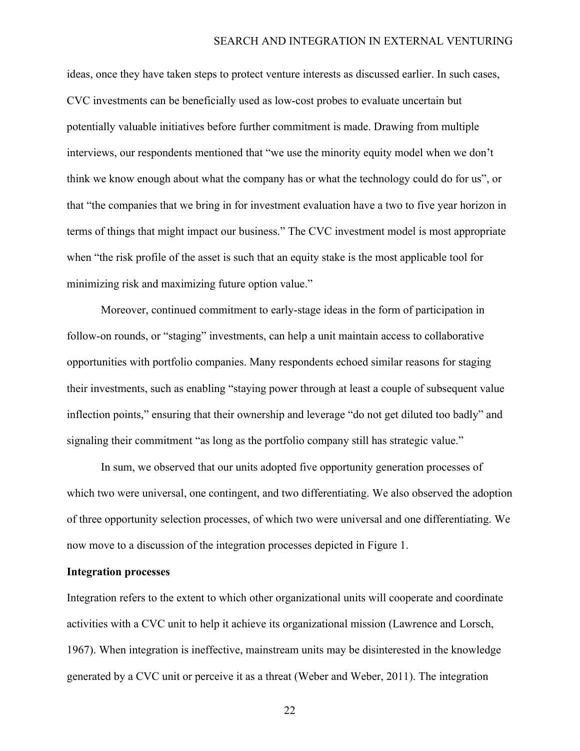ideas, once they have taken steps to protect venture interests as discussed earlier. In such cases, CVC investments can be beneficially used as low-cost probes to evaluate uncertain but potentially valuable initiatives before further commitment is made. Drawing from multiple interviews, our respondents mentioned that "we use the minority equity model when we don't think we know enough about what the company has or what the technology could do for us", or that "the companies that we bring in for investment evaluation have a two to five year horizon in terms of things that might impact our business." The CVC investment model is most appropriate when "the risk profile of the asset is such that an equity stake is the most applicable tool for minimizing risk and maximizing future option value."

Moreover, continued commitment to early-stage ideas in the form of participation in follow-on rounds, or "staging" investments, can help a unit maintain access to collaborative opportunities with portfolio companies. Many respondents echoed similar reasons for staging their investments, such as enabling "staying power through at least a couple of subsequent value inflection points," ensuring that their ownership and leverage "do not get diluted too badly" and signaling their commitment "as long as the portfolio company still has strategic value."

In sum, we observed that our units adopted five opportunity generation processes of which two were universal, one contingent, and two differentiating. We also observed the adoption of three opportunity selection processes, of which two were universal and one differentiating. We now move to a discussion of the integration processes depicted in Figure 1.

**Integration processes**

Integration refers to the extent to which other organizational units will cooperate and coordinate activities with a CVC unit to help it achieve its organizational mission (Lawrence and Lorsch, 1967). When integration is ineffective, mainstream units may be disinterested in the knowledge generated by a CVC unit or perceive it as a threat (Weber and Weber, 2011). The integration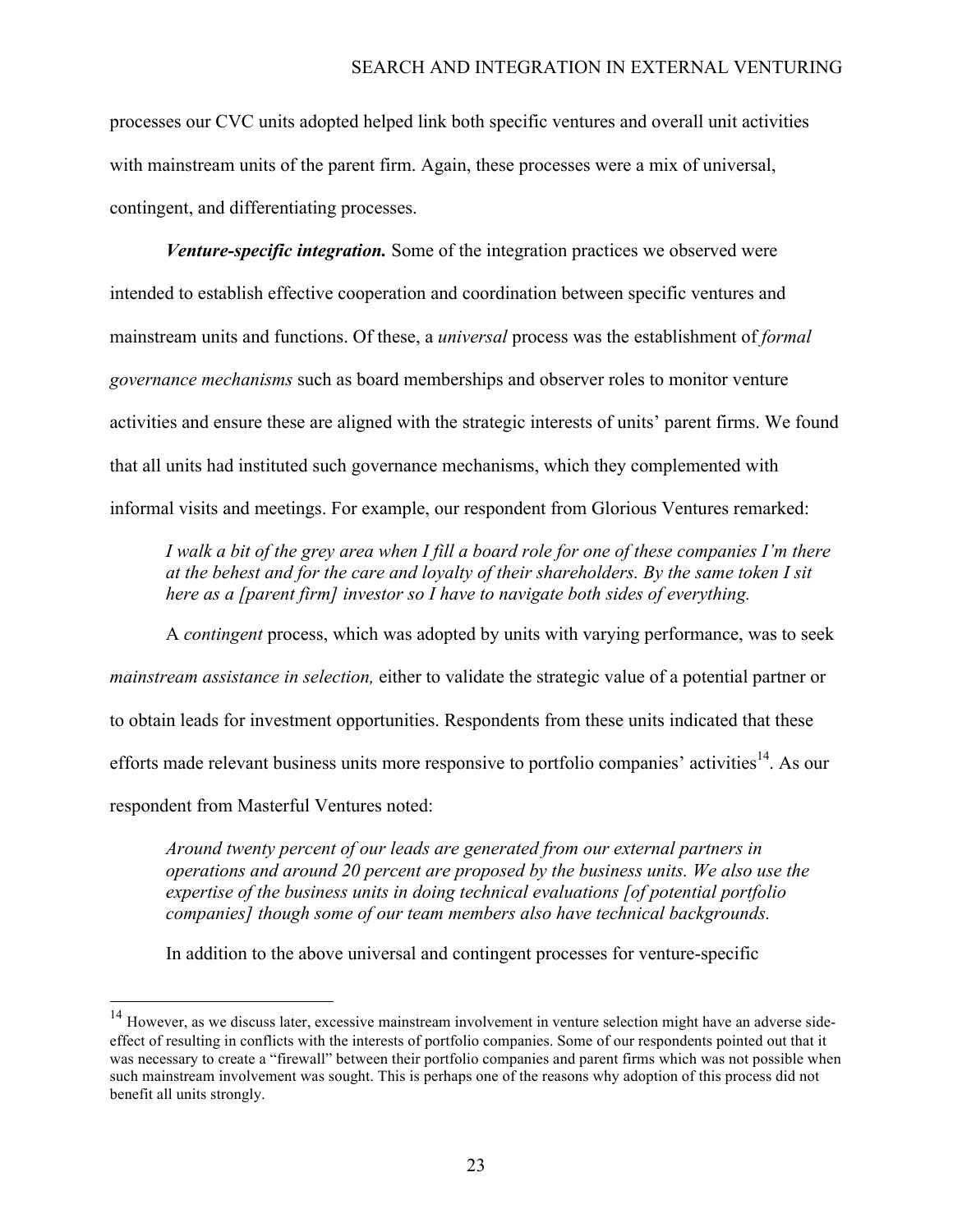processes our CVC units adopted helped link both specific ventures and overall unit activities with mainstream units of the parent firm. Again, these processes were a mix of universal, contingent, and differentiating processes.

***Venture-specific integration.*** Some of the integration practices we observed were intended to establish effective cooperation and coordination between specific ventures and mainstream units and functions. Of these, a *universal* process was the establishment of *formal governance mechanisms* such as board memberships and observer roles to monitor venture activities and ensure these are aligned with the strategic interests of units' parent firms. We found that all units had instituted such governance mechanisms, which they complemented with informal visits and meetings. For example, our respondent from Glorious Ventures remarked:

> *I walk a bit of the grey area when I fill a board role for one of these companies I'm there at the behest and for the care and loyalty of their shareholders. By the same token I sit here as a [parent firm] investor so I have to navigate both sides of everything.*

A *contingent* process, which was adopted by units with varying performance, was to seek *mainstream assistance in selection,* either to validate the strategic value of a potential partner or to obtain leads for investment opportunities. Respondents from these units indicated that these efforts made relevant business units more responsive to portfolio companies' activities[14]. As our respondent from Masterful Ventures noted:

> *Around twenty percent of our leads are generated from our external partners in operations and around 20 percent are proposed by the business units. We also use the expertise of the business units in doing technical evaluations [of potential portfolio companies] though some of our team members also have technical backgrounds.*

In addition to the above universal and contingent processes for venture-specific

---

[14] However, as we discuss later, excessive mainstream involvement in venture selection might have an adverse side-effect of resulting in conflicts with the interests of portfolio companies. Some of our respondents pointed out that it was necessary to create a "firewall" between their portfolio companies and parent firms which was not possible when such mainstream involvement was sought. This is perhaps one of the reasons why adoption of this process did not benefit all units strongly.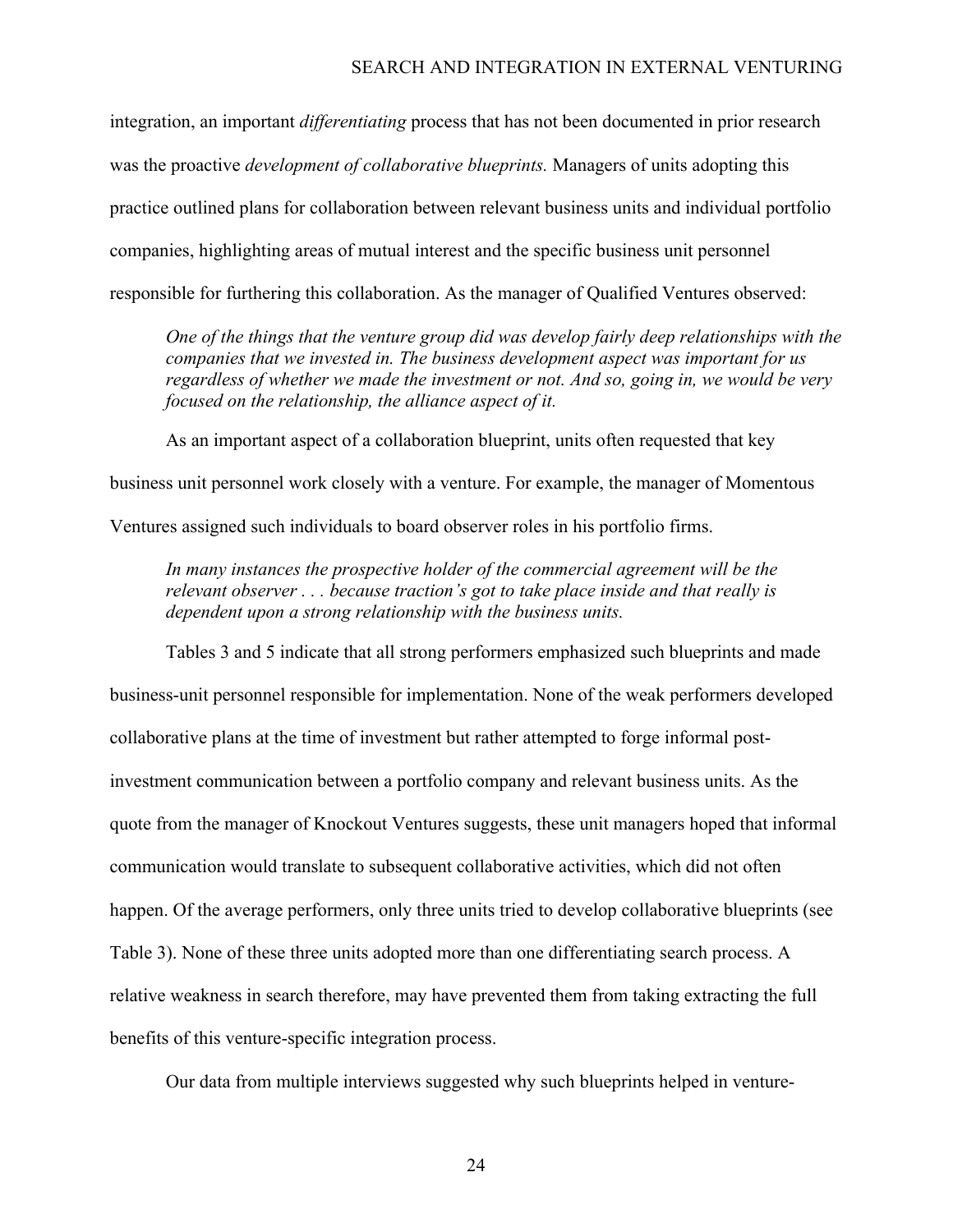integration, an important *differentiating* process that has not been documented in prior research was the proactive *development of collaborative blueprints.* Managers of units adopting this practice outlined plans for collaboration between relevant business units and individual portfolio companies, highlighting areas of mutual interest and the specific business unit personnel responsible for furthering this collaboration. As the manager of Qualified Ventures observed:

> *One of the things that the venture group did was develop fairly deep relationships with the companies that we invested in. The business development aspect was important for us regardless of whether we made the investment or not. And so, going in, we would be very focused on the relationship, the alliance aspect of it.*

As an important aspect of a collaboration blueprint, units often requested that key business unit personnel work closely with a venture. For example, the manager of Momentous Ventures assigned such individuals to board observer roles in his portfolio firms.

> *In many instances the prospective holder of the commercial agreement will be the relevant observer . . . because traction's got to take place inside and that really is dependent upon a strong relationship with the business units.*

Tables 3 and 5 indicate that all strong performers emphasized such blueprints and made business-unit personnel responsible for implementation. None of the weak performers developed collaborative plans at the time of investment but rather attempted to forge informal post-investment communication between a portfolio company and relevant business units. As the quote from the manager of Knockout Ventures suggests, these unit managers hoped that informal communication would translate to subsequent collaborative activities, which did not often happen. Of the average performers, only three units tried to develop collaborative blueprints (see Table 3). None of these three units adopted more than one differentiating search process. A relative weakness in search therefore, may have prevented them from taking extracting the full benefits of this venture-specific integration process.

Our data from multiple interviews suggested why such blueprints helped in venture-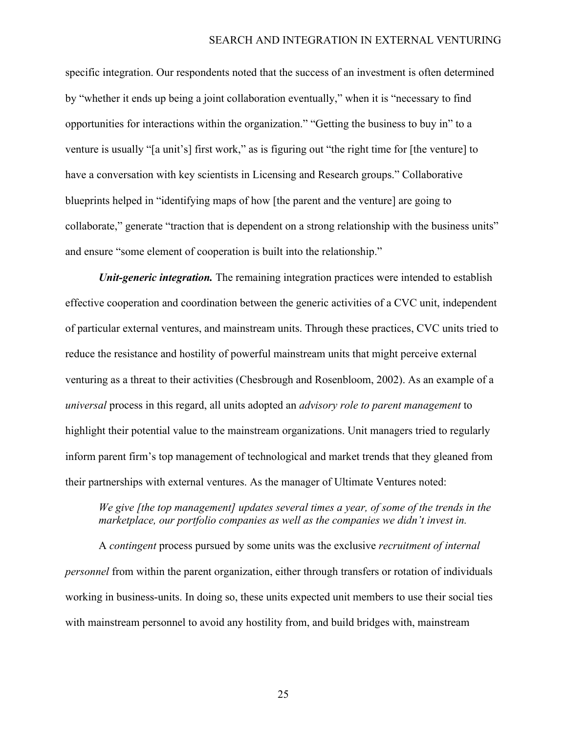specific integration. Our respondents noted that the success of an investment is often determined by "whether it ends up being a joint collaboration eventually," when it is "necessary to find opportunities for interactions within the organization." "Getting the business to buy in" to a venture is usually "[a unit's] first work," as is figuring out "the right time for [the venture] to have a conversation with key scientists in Licensing and Research groups." Collaborative blueprints helped in "identifying maps of how [the parent and the venture] are going to collaborate," generate "traction that is dependent on a strong relationship with the business units" and ensure "some element of cooperation is built into the relationship."

***Unit-generic integration.*** The remaining integration practices were intended to establish effective cooperation and coordination between the generic activities of a CVC unit, independent of particular external ventures, and mainstream units. Through these practices, CVC units tried to reduce the resistance and hostility of powerful mainstream units that might perceive external venturing as a threat to their activities (Chesbrough and Rosenbloom, 2002). As an example of a *universal* process in this regard, all units adopted an *advisory role to parent management* to highlight their potential value to the mainstream organizations. Unit managers tried to regularly inform parent firm's top management of technological and market trends that they gleaned from their partnerships with external ventures. As the manager of Ultimate Ventures noted:

> *We give [the top management] updates several times a year, of some of the trends in the marketplace, our portfolio companies as well as the companies we didn't invest in.*

A *contingent* process pursued by some units was the exclusive *recruitment of internal personnel* from within the parent organization, either through transfers or rotation of individuals working in business-units. In doing so, these units expected unit members to use their social ties with mainstream personnel to avoid any hostility from, and build bridges with, mainstream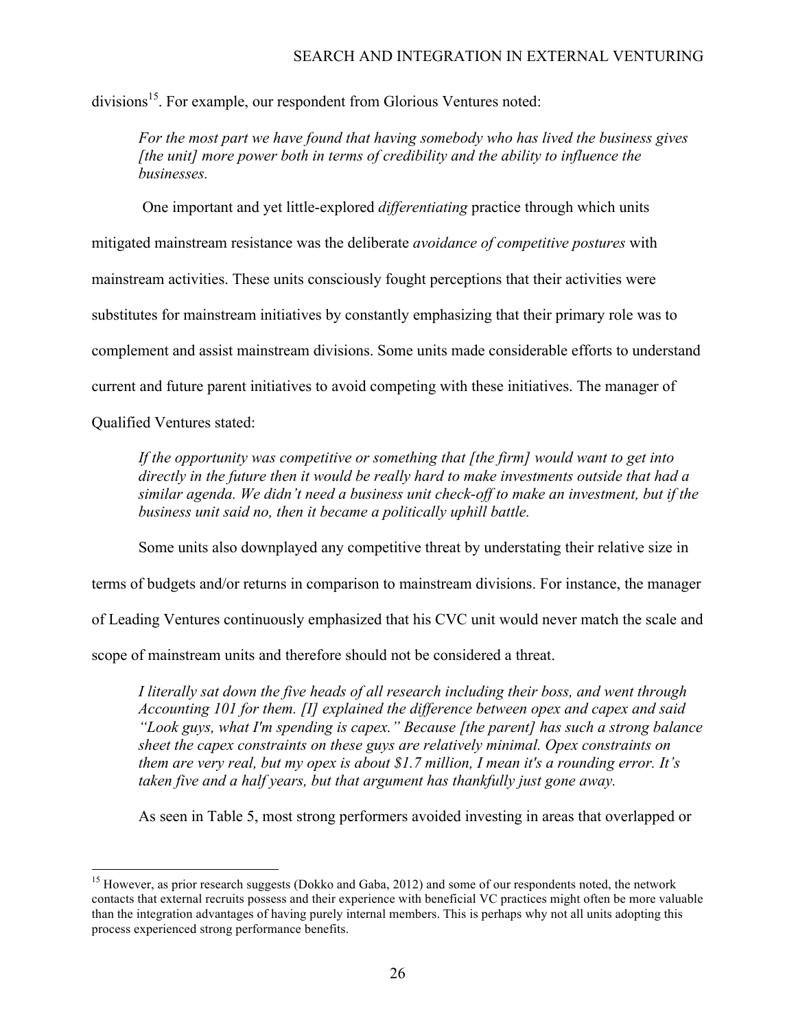divisions[15]. For example, our respondent from Glorious Ventures noted:

> *For the most part we have found that having somebody who has lived the business gives [the unit] more power both in terms of credibility and the ability to influence the businesses.*

One important and yet little-explored *differentiating* practice through which units mitigated mainstream resistance was the deliberate *avoidance of competitive postures* with mainstream activities. These units consciously fought perceptions that their activities were substitutes for mainstream initiatives by constantly emphasizing that their primary role was to complement and assist mainstream divisions. Some units made considerable efforts to understand current and future parent initiatives to avoid competing with these initiatives. The manager of Qualified Ventures stated:

> *If the opportunity was competitive or something that [the firm] would want to get into directly in the future then it would be really hard to make investments outside that had a similar agenda. We didn't need a business unit check-off to make an investment, but if the business unit said no, then it became a politically uphill battle.*

Some units also downplayed any competitive threat by understating their relative size in terms of budgets and/or returns in comparison to mainstream divisions. For instance, the manager of Leading Ventures continuously emphasized that his CVC unit would never match the scale and scope of mainstream units and therefore should not be considered a threat.

> *I literally sat down the five heads of all research including their boss, and went through Accounting 101 for them. [I] explained the difference between opex and capex and said "Look guys, what I'm spending is capex." Because [the parent] has such a strong balance sheet the capex constraints on these guys are relatively minimal. Opex constraints on them are very real, but my opex is about $1.7 million, I mean it's a rounding error. It's taken five and a half years, but that argument has thankfully just gone away.*

As seen in Table 5, most strong performers avoided investing in areas that overlapped or

---

[15] However, as prior research suggests (Dokko and Gaba, 2012) and some of our respondents noted, the network contacts that external recruits possess and their experience with beneficial VC practices might often be more valuable than the integration advantages of having purely internal members. This is perhaps why not all units adopting this process experienced strong performance benefits.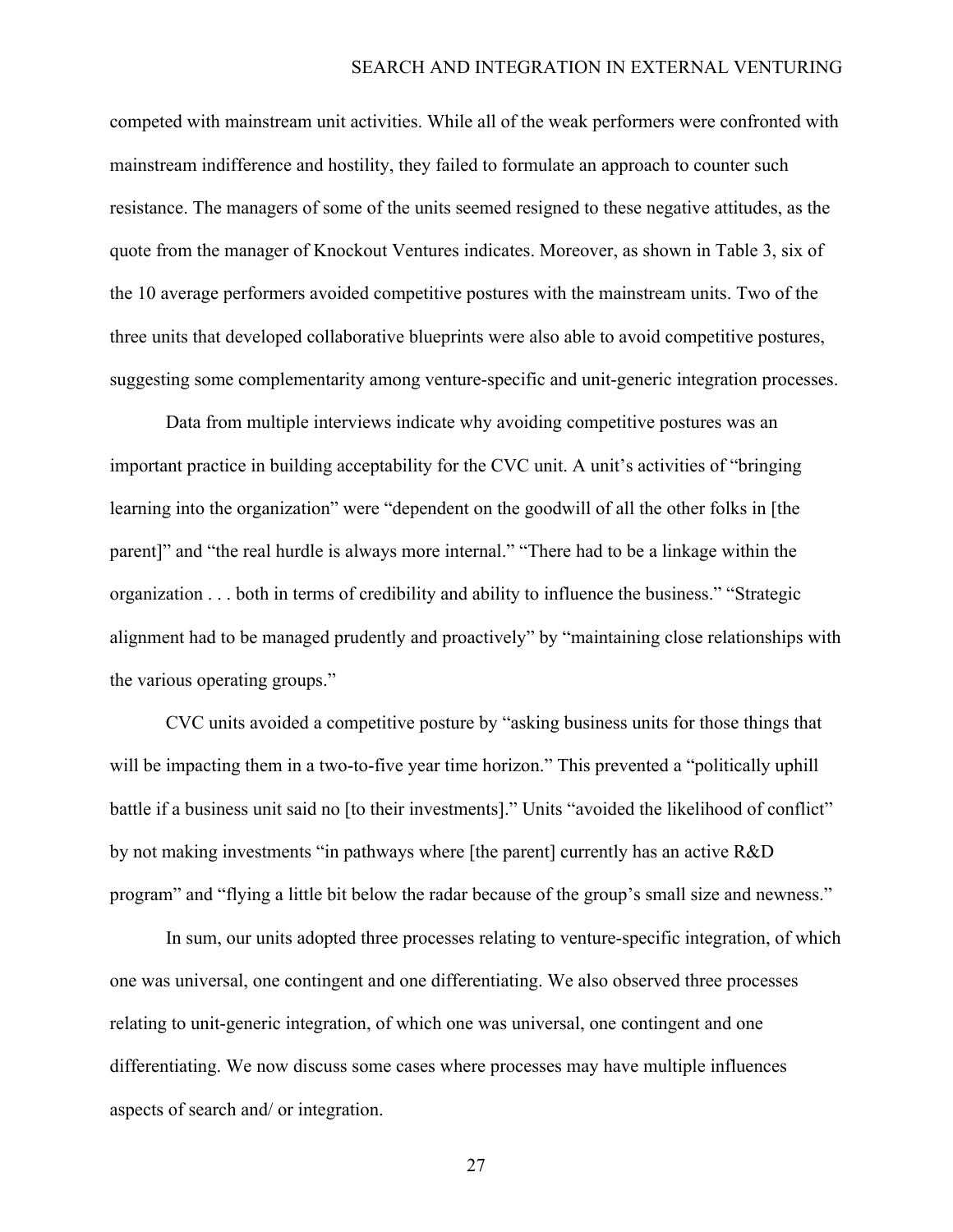competed with mainstream unit activities. While all of the weak performers were confronted with mainstream indifference and hostility, they failed to formulate an approach to counter such resistance. The managers of some of the units seemed resigned to these negative attitudes, as the quote from the manager of Knockout Ventures indicates. Moreover, as shown in Table 3, six of the 10 average performers avoided competitive postures with the mainstream units. Two of the three units that developed collaborative blueprints were also able to avoid competitive postures, suggesting some complementarity among venture-specific and unit-generic integration processes.

Data from multiple interviews indicate why avoiding competitive postures was an important practice in building acceptability for the CVC unit. A unit's activities of "bringing learning into the organization" were "dependent on the goodwill of all the other folks in [the parent]" and "the real hurdle is always more internal." "There had to be a linkage within the organization . . . both in terms of credibility and ability to influence the business." "Strategic alignment had to be managed prudently and proactively" by "maintaining close relationships with the various operating groups."

CVC units avoided a competitive posture by "asking business units for those things that will be impacting them in a two-to-five year time horizon." This prevented a "politically uphill battle if a business unit said no [to their investments]." Units "avoided the likelihood of conflict" by not making investments "in pathways where [the parent] currently has an active R&D program" and "flying a little bit below the radar because of the group's small size and newness."

In sum, our units adopted three processes relating to venture-specific integration, of which one was universal, one contingent and one differentiating. We also observed three processes relating to unit-generic integration, of which one was universal, one contingent and one differentiating. We now discuss some cases where processes may have multiple influences aspects of search and/ or integration.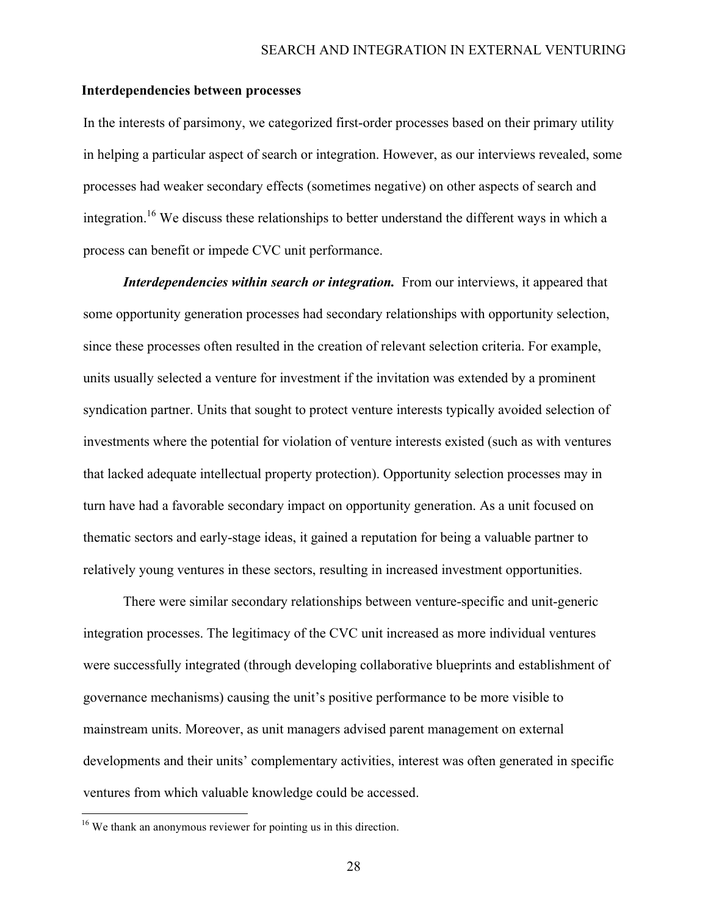### Interdependencies between processes

In the interests of parsimony, we categorized first-order processes based on their primary utility in helping a particular aspect of search or integration. However, as our interviews revealed, some processes had weaker secondary effects (sometimes negative) on other aspects of search and integration.[16] We discuss these relationships to better understand the different ways in which a process can benefit or impede CVC unit performance.

***Interdependencies within search or integration.*** From our interviews, it appeared that some opportunity generation processes had secondary relationships with opportunity selection, since these processes often resulted in the creation of relevant selection criteria. For example, units usually selected a venture for investment if the invitation was extended by a prominent syndication partner. Units that sought to protect venture interests typically avoided selection of investments where the potential for violation of venture interests existed (such as with ventures that lacked adequate intellectual property protection). Opportunity selection processes may in turn have had a favorable secondary impact on opportunity generation. As a unit focused on thematic sectors and early-stage ideas, it gained a reputation for being a valuable partner to relatively young ventures in these sectors, resulting in increased investment opportunities.

There were similar secondary relationships between venture-specific and unit-generic integration processes. The legitimacy of the CVC unit increased as more individual ventures were successfully integrated (through developing collaborative blueprints and establishment of governance mechanisms) causing the unit's positive performance to be more visible to mainstream units. Moreover, as unit managers advised parent management on external developments and their units' complementary activities, interest was often generated in specific ventures from which valuable knowledge could be accessed.

---

[16] We thank an anonymous reviewer for pointing us in this direction.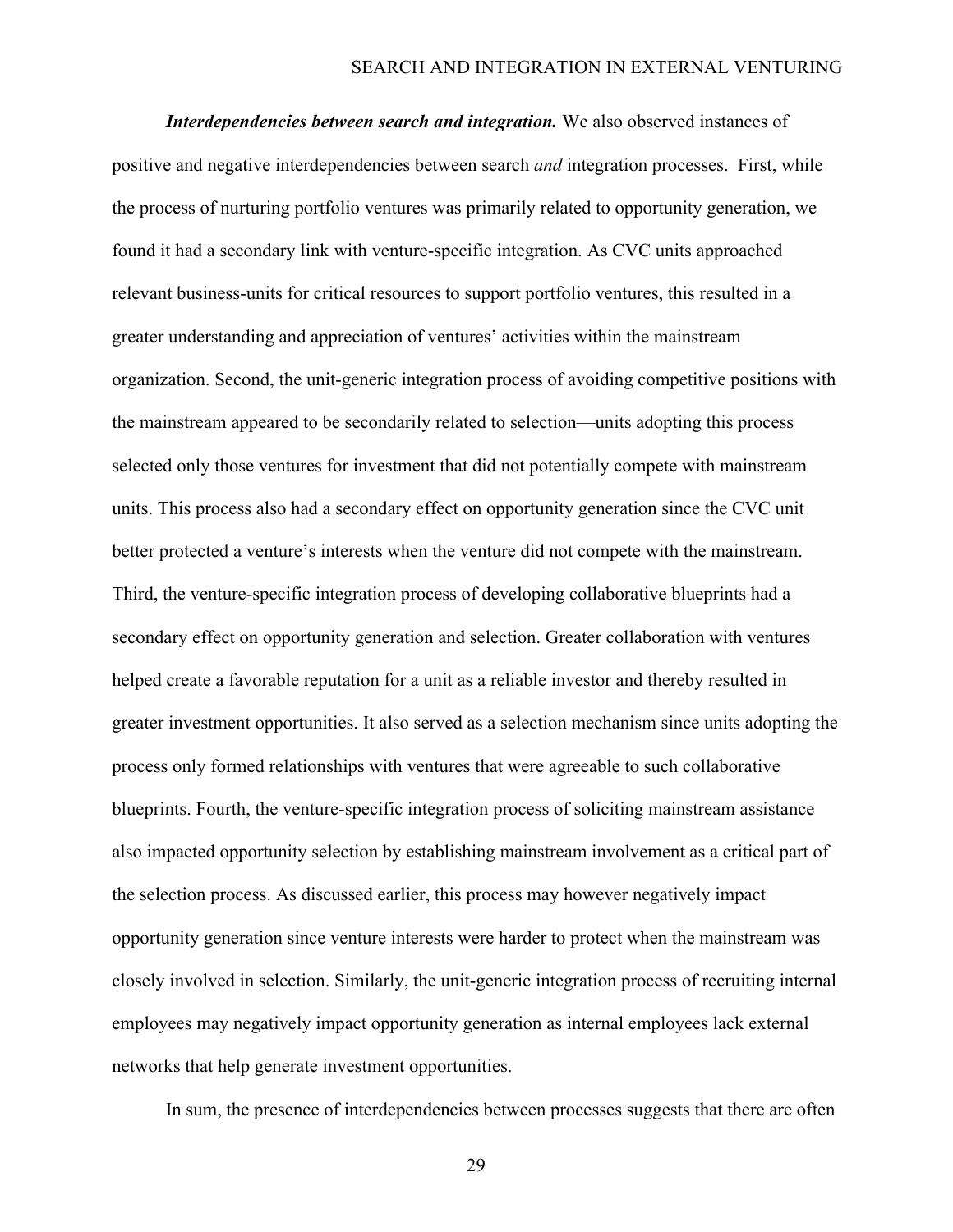***Interdependencies between search and integration.*** We also observed instances of positive and negative interdependencies between search *and* integration processes. First, while the process of nurturing portfolio ventures was primarily related to opportunity generation, we found it had a secondary link with venture-specific integration. As CVC units approached relevant business-units for critical resources to support portfolio ventures, this resulted in a greater understanding and appreciation of ventures' activities within the mainstream organization. Second, the unit-generic integration process of avoiding competitive positions with the mainstream appeared to be secondarily related to selection—units adopting this process selected only those ventures for investment that did not potentially compete with mainstream units. This process also had a secondary effect on opportunity generation since the CVC unit better protected a venture's interests when the venture did not compete with the mainstream. Third, the venture-specific integration process of developing collaborative blueprints had a secondary effect on opportunity generation and selection. Greater collaboration with ventures helped create a favorable reputation for a unit as a reliable investor and thereby resulted in greater investment opportunities. It also served as a selection mechanism since units adopting the process only formed relationships with ventures that were agreeable to such collaborative blueprints. Fourth, the venture-specific integration process of soliciting mainstream assistance also impacted opportunity selection by establishing mainstream involvement as a critical part of the selection process. As discussed earlier, this process may however negatively impact opportunity generation since venture interests were harder to protect when the mainstream was closely involved in selection. Similarly, the unit-generic integration process of recruiting internal employees may negatively impact opportunity generation as internal employees lack external networks that help generate investment opportunities.

In sum, the presence of interdependencies between processes suggests that there are often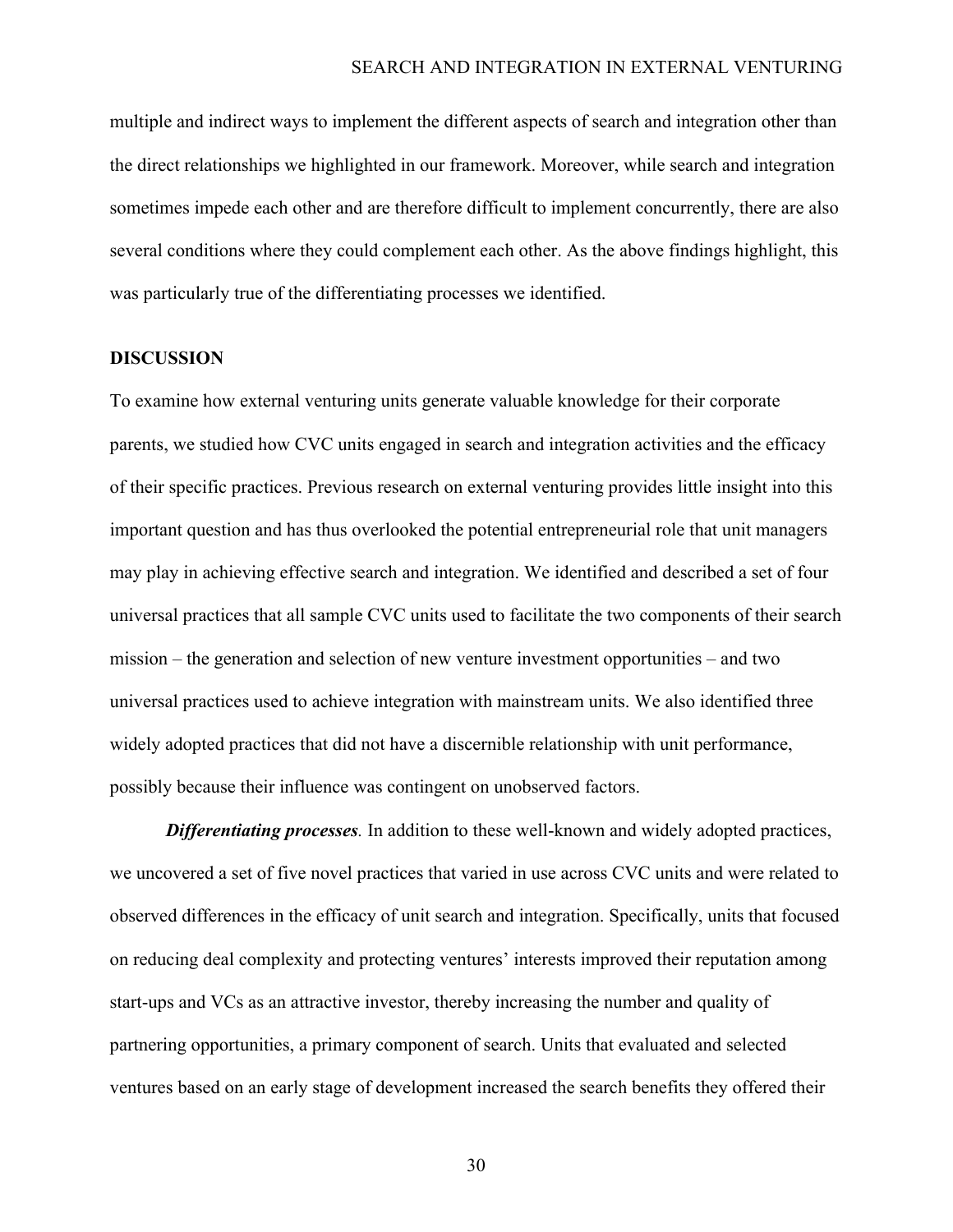multiple and indirect ways to implement the different aspects of search and integration other than the direct relationships we highlighted in our framework. Moreover, while search and integration sometimes impede each other and are therefore difficult to implement concurrently, there are also several conditions where they could complement each other. As the above findings highlight, this was particularly true of the differentiating processes we identified.

## DISCUSSION

To examine how external venturing units generate valuable knowledge for their corporate parents, we studied how CVC units engaged in search and integration activities and the efficacy of their specific practices. Previous research on external venturing provides little insight into this important question and has thus overlooked the potential entrepreneurial role that unit managers may play in achieving effective search and integration. We identified and described a set of four universal practices that all sample CVC units used to facilitate the two components of their search mission – the generation and selection of new venture investment opportunities – and two universal practices used to achieve integration with mainstream units. We also identified three widely adopted practices that did not have a discernible relationship with unit performance, possibly because their influence was contingent on unobserved factors.

***Differentiating processes****.* In addition to these well-known and widely adopted practices, we uncovered a set of five novel practices that varied in use across CVC units and were related to observed differences in the efficacy of unit search and integration. Specifically, units that focused on reducing deal complexity and protecting ventures' interests improved their reputation among start-ups and VCs as an attractive investor, thereby increasing the number and quality of partnering opportunities, a primary component of search. Units that evaluated and selected ventures based on an early stage of development increased the search benefits they offered their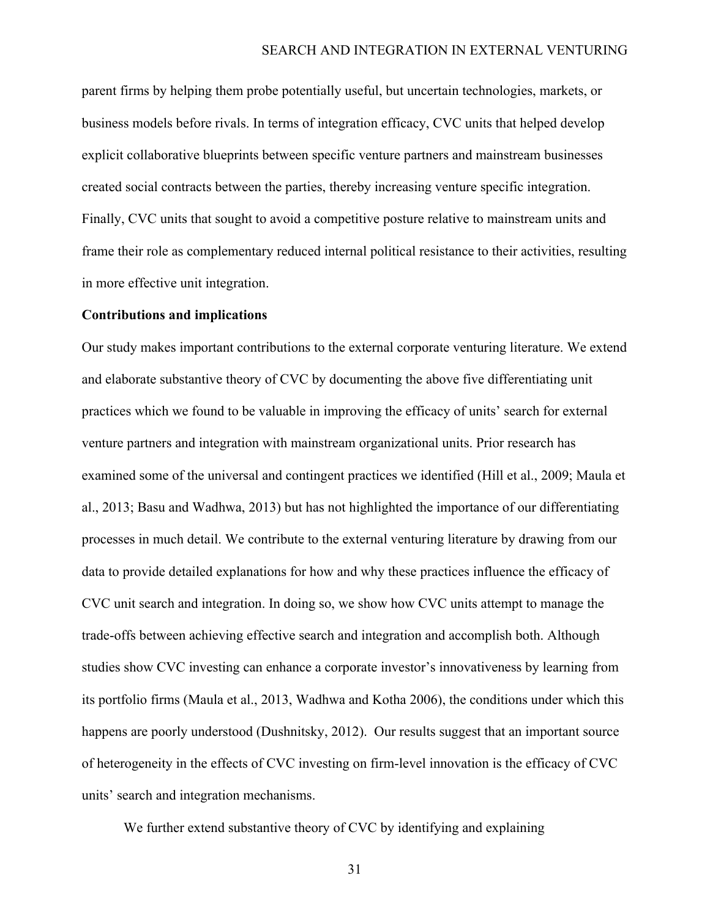parent firms by helping them probe potentially useful, but uncertain technologies, markets, or business models before rivals. In terms of integration efficacy, CVC units that helped develop explicit collaborative blueprints between specific venture partners and mainstream businesses created social contracts between the parties, thereby increasing venture specific integration. Finally, CVC units that sought to avoid a competitive posture relative to mainstream units and frame their role as complementary reduced internal political resistance to their activities, resulting in more effective unit integration.

**Contributions and implications**

Our study makes important contributions to the external corporate venturing literature. We extend and elaborate substantive theory of CVC by documenting the above five differentiating unit practices which we found to be valuable in improving the efficacy of units' search for external venture partners and integration with mainstream organizational units. Prior research has examined some of the universal and contingent practices we identified (Hill et al., 2009; Maula et al., 2013; Basu and Wadhwa, 2013) but has not highlighted the importance of our differentiating processes in much detail. We contribute to the external venturing literature by drawing from our data to provide detailed explanations for how and why these practices influence the efficacy of CVC unit search and integration. In doing so, we show how CVC units attempt to manage the trade-offs between achieving effective search and integration and accomplish both. Although studies show CVC investing can enhance a corporate investor's innovativeness by learning from its portfolio firms (Maula et al., 2013, Wadhwa and Kotha 2006), the conditions under which this happens are poorly understood (Dushnitsky, 2012). Our results suggest that an important source of heterogeneity in the effects of CVC investing on firm-level innovation is the efficacy of CVC units' search and integration mechanisms.

We further extend substantive theory of CVC by identifying and explaining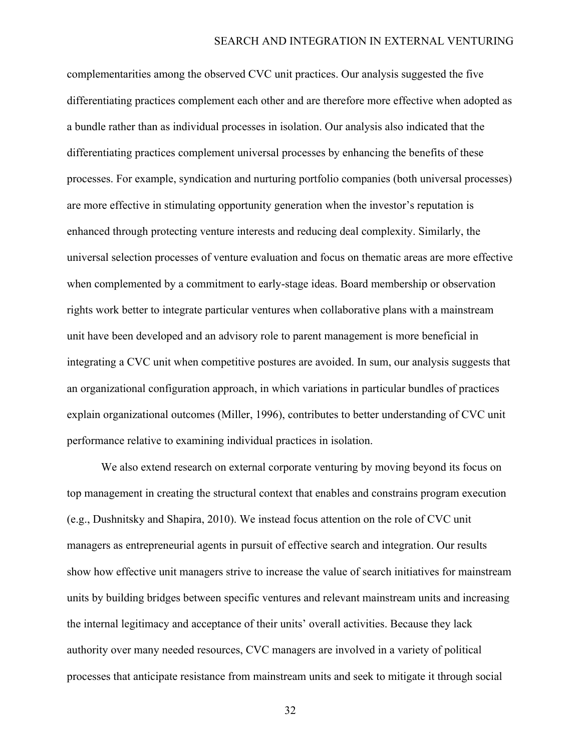complementarities among the observed CVC unit practices. Our analysis suggested the five differentiating practices complement each other and are therefore more effective when adopted as a bundle rather than as individual processes in isolation. Our analysis also indicated that the differentiating practices complement universal processes by enhancing the benefits of these processes. For example, syndication and nurturing portfolio companies (both universal processes) are more effective in stimulating opportunity generation when the investor's reputation is enhanced through protecting venture interests and reducing deal complexity. Similarly, the universal selection processes of venture evaluation and focus on thematic areas are more effective when complemented by a commitment to early-stage ideas. Board membership or observation rights work better to integrate particular ventures when collaborative plans with a mainstream unit have been developed and an advisory role to parent management is more beneficial in integrating a CVC unit when competitive postures are avoided. In sum, our analysis suggests that an organizational configuration approach, in which variations in particular bundles of practices explain organizational outcomes (Miller, 1996), contributes to better understanding of CVC unit performance relative to examining individual practices in isolation.

We also extend research on external corporate venturing by moving beyond its focus on top management in creating the structural context that enables and constrains program execution (e.g., Dushnitsky and Shapira, 2010). We instead focus attention on the role of CVC unit managers as entrepreneurial agents in pursuit of effective search and integration. Our results show how effective unit managers strive to increase the value of search initiatives for mainstream units by building bridges between specific ventures and relevant mainstream units and increasing the internal legitimacy and acceptance of their units' overall activities. Because they lack authority over many needed resources, CVC managers are involved in a variety of political processes that anticipate resistance from mainstream units and seek to mitigate it through social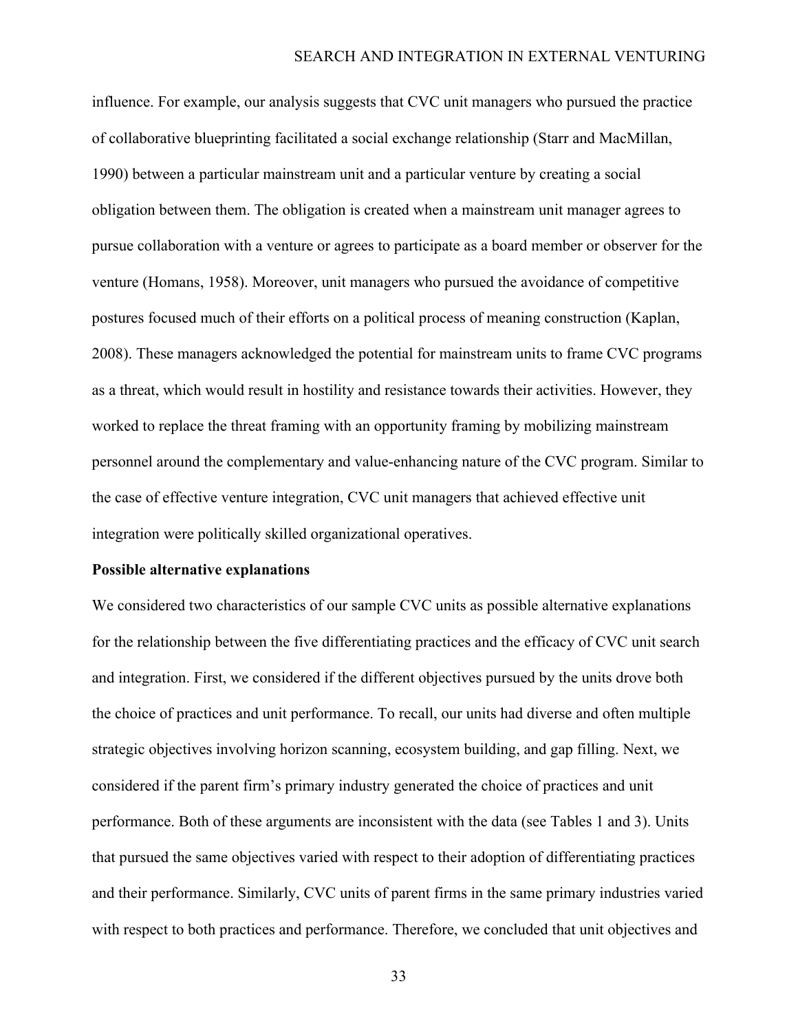influence. For example, our analysis suggests that CVC unit managers who pursued the practice of collaborative blueprinting facilitated a social exchange relationship (Starr and MacMillan, 1990) between a particular mainstream unit and a particular venture by creating a social obligation between them. The obligation is created when a mainstream unit manager agrees to pursue collaboration with a venture or agrees to participate as a board member or observer for the venture (Homans, 1958). Moreover, unit managers who pursued the avoidance of competitive postures focused much of their efforts on a political process of meaning construction (Kaplan, 2008). These managers acknowledged the potential for mainstream units to frame CVC programs as a threat, which would result in hostility and resistance towards their activities. However, they worked to replace the threat framing with an opportunity framing by mobilizing mainstream personnel around the complementary and value-enhancing nature of the CVC program. Similar to the case of effective venture integration, CVC unit managers that achieved effective unit integration were politically skilled organizational operatives.

**Possible alternative explanations**

We considered two characteristics of our sample CVC units as possible alternative explanations for the relationship between the five differentiating practices and the efficacy of CVC unit search and integration. First, we considered if the different objectives pursued by the units drove both the choice of practices and unit performance. To recall, our units had diverse and often multiple strategic objectives involving horizon scanning, ecosystem building, and gap filling. Next, we considered if the parent firm's primary industry generated the choice of practices and unit performance. Both of these arguments are inconsistent with the data (see Tables 1 and 3). Units that pursued the same objectives varied with respect to their adoption of differentiating practices and their performance. Similarly, CVC units of parent firms in the same primary industries varied with respect to both practices and performance. Therefore, we concluded that unit objectives and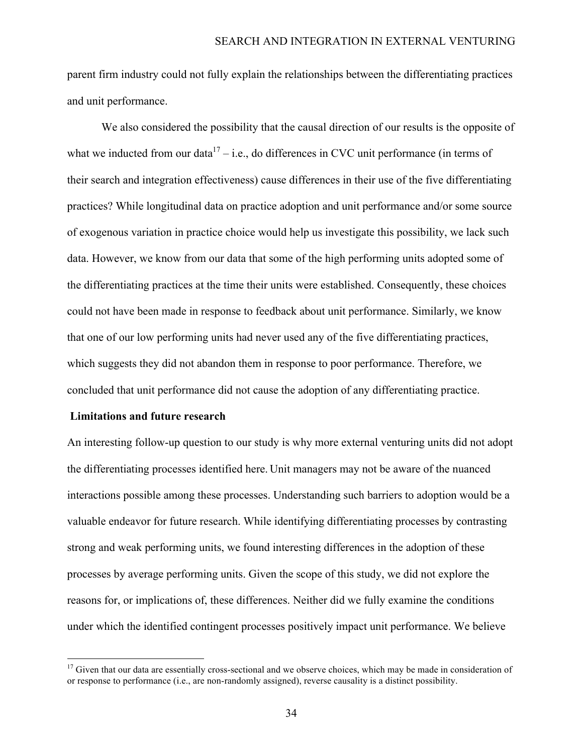parent firm industry could not fully explain the relationships between the differentiating practices and unit performance.

We also considered the possibility that the causal direction of our results is the opposite of what we inducted from our data[17] – i.e., do differences in CVC unit performance (in terms of their search and integration effectiveness) cause differences in their use of the five differentiating practices? While longitudinal data on practice adoption and unit performance and/or some source of exogenous variation in practice choice would help us investigate this possibility, we lack such data. However, we know from our data that some of the high performing units adopted some of the differentiating practices at the time their units were established. Consequently, these choices could not have been made in response to feedback about unit performance. Similarly, we know that one of our low performing units had never used any of the five differentiating practices, which suggests they did not abandon them in response to poor performance. Therefore, we concluded that unit performance did not cause the adoption of any differentiating practice.

**Limitations and future research**

An interesting follow-up question to our study is why more external venturing units did not adopt the differentiating processes identified here. Unit managers may not be aware of the nuanced interactions possible among these processes. Understanding such barriers to adoption would be a valuable endeavor for future research. While identifying differentiating processes by contrasting strong and weak performing units, we found interesting differences in the adoption of these processes by average performing units. Given the scope of this study, we did not explore the reasons for, or implications of, these differences. Neither did we fully examine the conditions under which the identified contingent processes positively impact unit performance. We believe

[17] Given that our data are essentially cross-sectional and we observe choices, which may be made in consideration of or response to performance (i.e., are non-randomly assigned), reverse causality is a distinct possibility.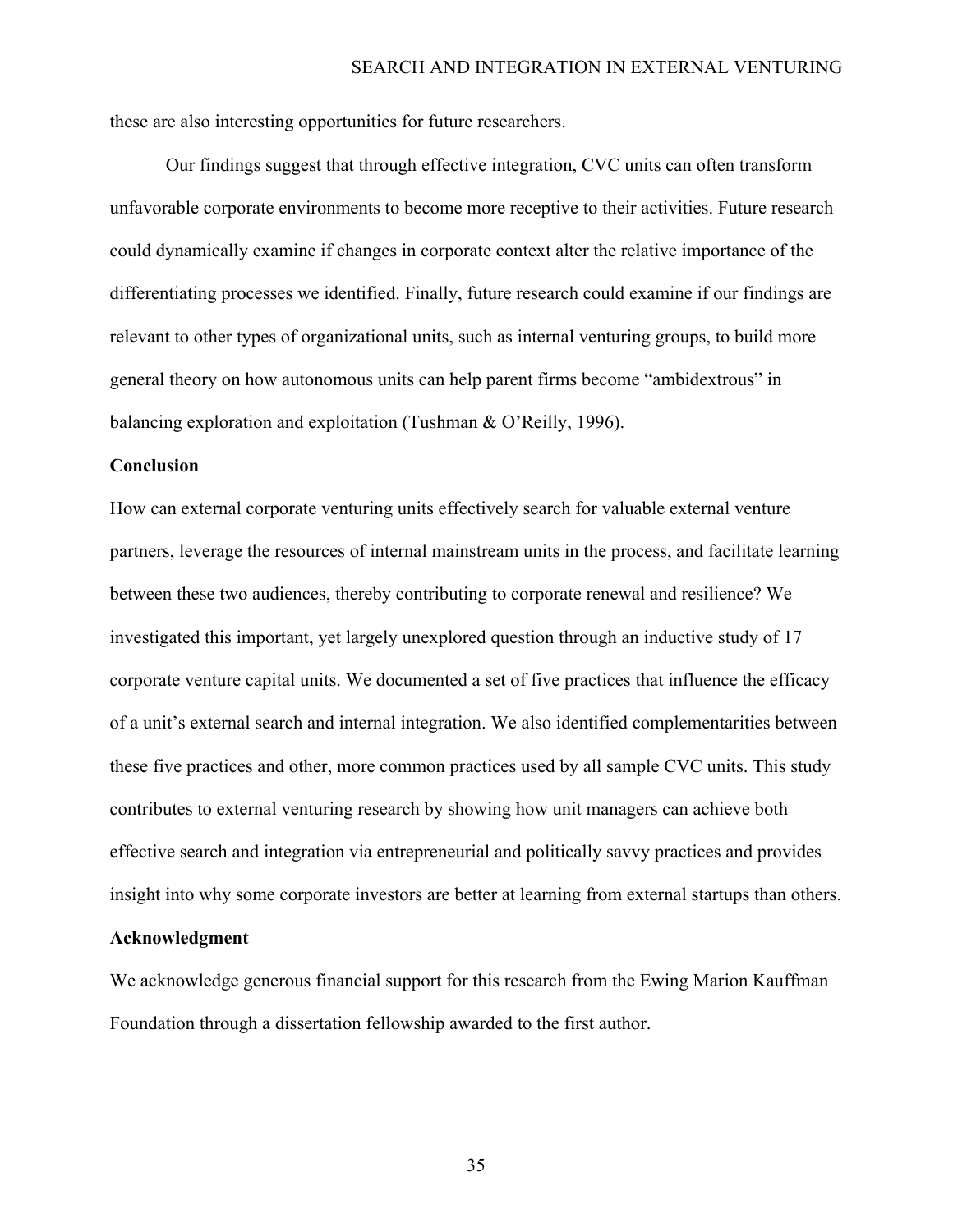these are also interesting opportunities for future researchers.

Our findings suggest that through effective integration, CVC units can often transform unfavorable corporate environments to become more receptive to their activities. Future research could dynamically examine if changes in corporate context alter the relative importance of the differentiating processes we identified. Finally, future research could examine if our findings are relevant to other types of organizational units, such as internal venturing groups, to build more general theory on how autonomous units can help parent firms become "ambidextrous" in balancing exploration and exploitation (Tushman & O'Reilly, 1996).

## Conclusion

How can external corporate venturing units effectively search for valuable external venture partners, leverage the resources of internal mainstream units in the process, and facilitate learning between these two audiences, thereby contributing to corporate renewal and resilience? We investigated this important, yet largely unexplored question through an inductive study of 17 corporate venture capital units. We documented a set of five practices that influence the efficacy of a unit's external search and internal integration. We also identified complementarities between these five practices and other, more common practices used by all sample CVC units. This study contributes to external venturing research by showing how unit managers can achieve both effective search and integration via entrepreneurial and politically savvy practices and provides insight into why some corporate investors are better at learning from external startups than others.

## Acknowledgment

We acknowledge generous financial support for this research from the Ewing Marion Kauffman Foundation through a dissertation fellowship awarded to the first author.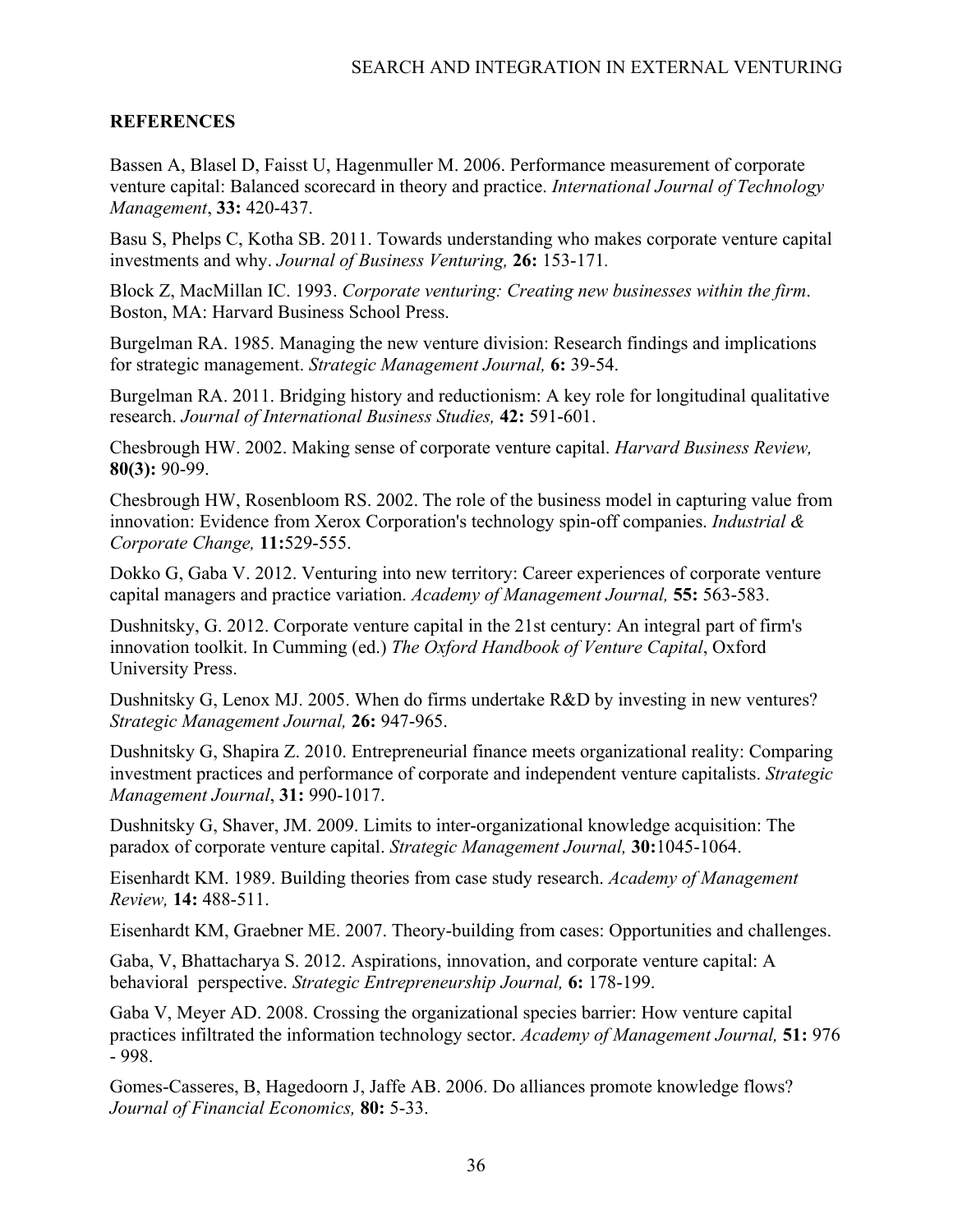## REFERENCES

Bassen A, Blasel D, Faisst U, Hagenmuller M. 2006. Performance measurement of corporate venture capital: Balanced scorecard in theory and practice. *International Journal of Technology Management*, **33:** 420-437.

Basu S, Phelps C, Kotha SB. 2011. Towards understanding who makes corporate venture capital investments and why. *Journal of Business Venturing,* **26:** 153-171.

Block Z, MacMillan IC. 1993. *Corporate venturing: Creating new businesses within the firm*. Boston, MA: Harvard Business School Press.

Burgelman RA. 1985. Managing the new venture division: Research findings and implications for strategic management. *Strategic Management Journal,* **6:** 39-54.

Burgelman RA. 2011. Bridging history and reductionism: A key role for longitudinal qualitative research. *Journal of International Business Studies,* **42:** 591-601.

Chesbrough HW. 2002. Making sense of corporate venture capital. *Harvard Business Review,* **80(3):** 90-99.

Chesbrough HW, Rosenbloom RS. 2002. The role of the business model in capturing value from innovation: Evidence from Xerox Corporation's technology spin-off companies. *Industrial & Corporate Change,* **11:**529-555.

Dokko G, Gaba V. 2012. Venturing into new territory: Career experiences of corporate venture capital managers and practice variation. *Academy of Management Journal,* **55:** 563-583.

Dushnitsky, G. 2012. Corporate venture capital in the 21st century: An integral part of firm's innovation toolkit. In Cumming (ed.) *The Oxford Handbook of Venture Capital*, Oxford University Press.

Dushnitsky G, Lenox MJ. 2005. When do firms undertake R&D by investing in new ventures? *Strategic Management Journal,* **26:** 947-965.

Dushnitsky G, Shapira Z. 2010. Entrepreneurial finance meets organizational reality: Comparing investment practices and performance of corporate and independent venture capitalists. *Strategic Management Journal*, **31:** 990-1017.

Dushnitsky G, Shaver, JM. 2009. Limits to inter-organizational knowledge acquisition: The paradox of corporate venture capital. *Strategic Management Journal,* **30:**1045-1064.

Eisenhardt KM. 1989. Building theories from case study research. *Academy of Management Review,* **14:** 488-511.

Eisenhardt KM, Graebner ME. 2007. Theory-building from cases: Opportunities and challenges.

Gaba, V, Bhattacharya S. 2012. Aspirations, innovation, and corporate venture capital: A behavioral perspective. *Strategic Entrepreneurship Journal,* **6:** 178-199.

Gaba V, Meyer AD. 2008. Crossing the organizational species barrier: How venture capital practices infiltrated the information technology sector. *Academy of Management Journal,* **51:** 976 - 998.

Gomes-Casseres, B, Hagedoorn J, Jaffe AB. 2006. Do alliances promote knowledge flows? *Journal of Financial Economics,* **80:** 5-33.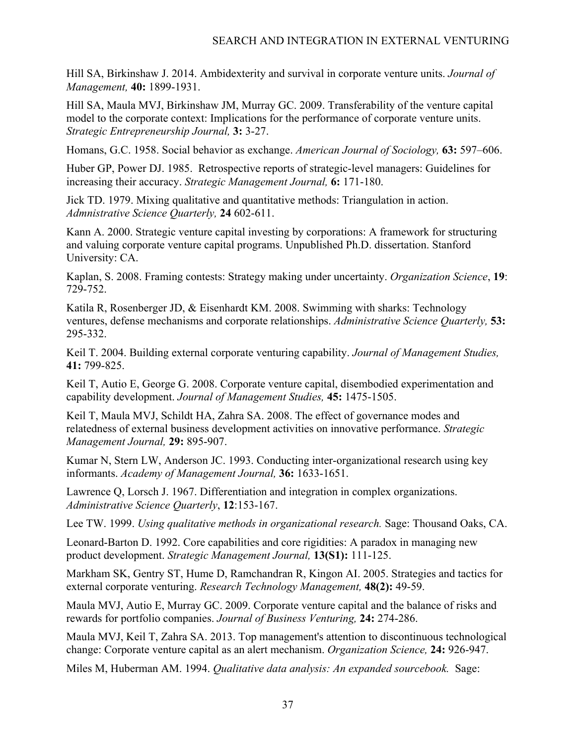Hill SA, Birkinshaw J. 2014. Ambidexterity and survival in corporate venture units. *Journal of Management,* **40:** 1899-1931.

Hill SA, Maula MVJ, Birkinshaw JM, Murray GC. 2009. Transferability of the venture capital model to the corporate context: Implications for the performance of corporate venture units. *Strategic Entrepreneurship Journal,* **3:** 3-27.

Homans, G.C. 1958. Social behavior as exchange. *American Journal of Sociology,* **63:** 597–606.

Huber GP, Power DJ. 1985. Retrospective reports of strategic-level managers: Guidelines for increasing their accuracy. *Strategic Management Journal,* **6:** 171-180.

Jick TD. 1979. Mixing qualitative and quantitative methods: Triangulation in action. *Admnistrative Science Quarterly,* **24** 602-611.

Kann A. 2000. Strategic venture capital investing by corporations: A framework for structuring and valuing corporate venture capital programs. Unpublished Ph.D. dissertation. Stanford University: CA.

Kaplan, S. 2008. Framing contests: Strategy making under uncertainty. *Organization Science*, **19**: 729-752.

Katila R, Rosenberger JD, & Eisenhardt KM. 2008. Swimming with sharks: Technology ventures, defense mechanisms and corporate relationships. *Administrative Science Quarterly,* **53:** 295-332.

Keil T. 2004. Building external corporate venturing capability. *Journal of Management Studies,* **41:** 799-825.

Keil T, Autio E, George G. 2008. Corporate venture capital, disembodied experimentation and capability development. *Journal of Management Studies,* **45:** 1475-1505.

Keil T, Maula MVJ, Schildt HA, Zahra SA. 2008. The effect of governance modes and relatedness of external business development activities on innovative performance. *Strategic Management Journal,* **29:** 895-907.

Kumar N, Stern LW, Anderson JC. 1993. Conducting inter-organizational research using key informants. *Academy of Management Journal,* **36:** 1633-1651.

Lawrence Q, Lorsch J. 1967. Differentiation and integration in complex organizations. *Administrative Science Quarterly*, **12**:153-167.

Lee TW. 1999. *Using qualitative methods in organizational research.* Sage: Thousand Oaks, CA.

Leonard-Barton D. 1992. Core capabilities and core rigidities: A paradox in managing new product development. *Strategic Management Journal,* **13(S1):** 111-125.

Markham SK, Gentry ST, Hume D, Ramchandran R, Kingon AI. 2005. Strategies and tactics for external corporate venturing. *Research Technology Management,* **48(2):** 49-59.

Maula MVJ, Autio E, Murray GC. 2009. Corporate venture capital and the balance of risks and rewards for portfolio companies. *Journal of Business Venturing,* **24:** 274-286.

Maula MVJ, Keil T, Zahra SA. 2013. Top management's attention to discontinuous technological change: Corporate venture capital as an alert mechanism. *Organization Science,* **24:** 926-947.

Miles M, Huberman AM. 1994. *Qualitative data analysis: An expanded sourcebook.* Sage: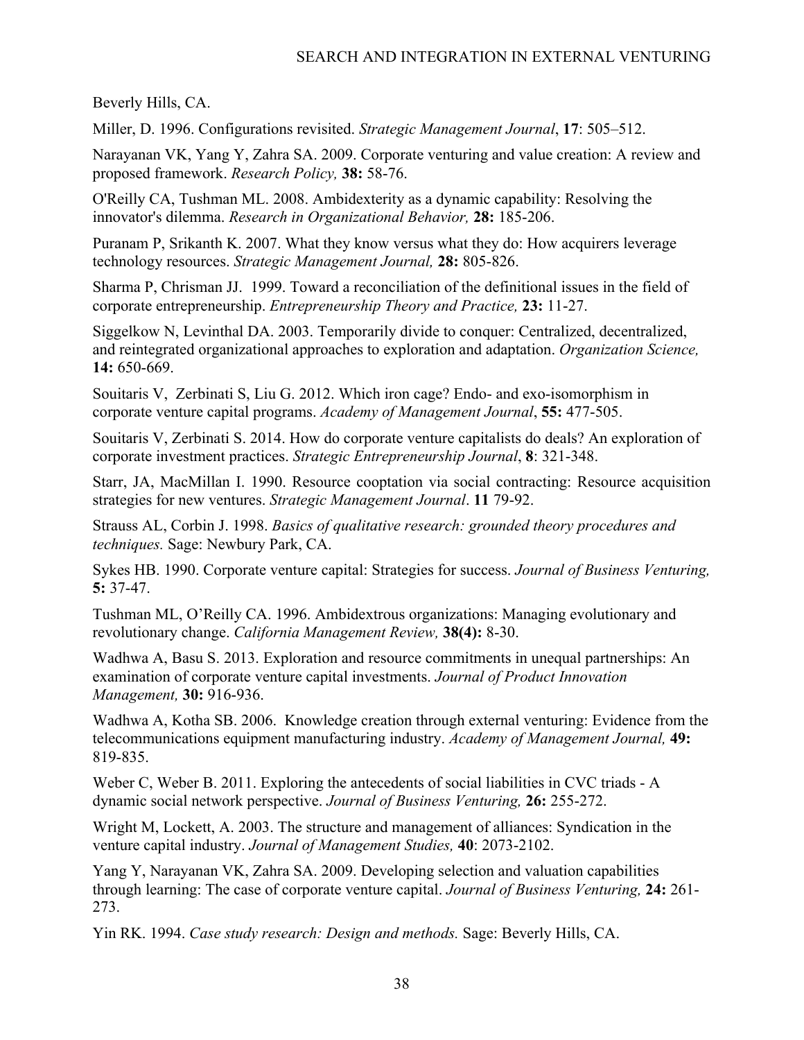Beverly Hills, CA.

Miller, D. 1996. Configurations revisited. *Strategic Management Journal*, **17**: 505–512.

Narayanan VK, Yang Y, Zahra SA. 2009. Corporate venturing and value creation: A review and proposed framework. *Research Policy,* **38:** 58-76.

O'Reilly CA, Tushman ML. 2008. Ambidexterity as a dynamic capability: Resolving the innovator's dilemma. *Research in Organizational Behavior,* **28:** 185-206.

Puranam P, Srikanth K. 2007. What they know versus what they do: How acquirers leverage technology resources. *Strategic Management Journal,* **28:** 805-826.

Sharma P, Chrisman JJ. 1999. Toward a reconciliation of the definitional issues in the field of corporate entrepreneurship. *Entrepreneurship Theory and Practice,* **23:** 11-27.

Siggelkow N, Levinthal DA. 2003. Temporarily divide to conquer: Centralized, decentralized, and reintegrated organizational approaches to exploration and adaptation. *Organization Science,* **14:** 650-669.

Souitaris V, Zerbinati S, Liu G. 2012. Which iron cage? Endo- and exo-isomorphism in corporate venture capital programs. *Academy of Management Journal*, **55:** 477-505.

Souitaris V, Zerbinati S. 2014. How do corporate venture capitalists do deals? An exploration of corporate investment practices. *Strategic Entrepreneurship Journal*, **8**: 321-348.

Starr, JA, MacMillan I. 1990. Resource cooptation via social contracting: Resource acquisition strategies for new ventures. *Strategic Management Journal*. **11** 79-92.

Strauss AL, Corbin J. 1998. *Basics of qualitative research: grounded theory procedures and techniques.* Sage: Newbury Park, CA.

Sykes HB. 1990. Corporate venture capital: Strategies for success. *Journal of Business Venturing,* **5:** 37-47.

Tushman ML, O'Reilly CA. 1996. Ambidextrous organizations: Managing evolutionary and revolutionary change. *California Management Review,* **38(4):** 8-30.

Wadhwa A, Basu S. 2013. Exploration and resource commitments in unequal partnerships: An examination of corporate venture capital investments. *Journal of Product Innovation Management,* **30:** 916-936.

Wadhwa A, Kotha SB. 2006. Knowledge creation through external venturing: Evidence from the telecommunications equipment manufacturing industry. *Academy of Management Journal,* **49:** 819-835.

Weber C, Weber B. 2011. Exploring the antecedents of social liabilities in CVC triads - A dynamic social network perspective. *Journal of Business Venturing,* **26:** 255-272.

Wright M, Lockett, A. 2003. The structure and management of alliances: Syndication in the venture capital industry. *Journal of Management Studies,* **40**: 2073-2102.

Yang Y, Narayanan VK, Zahra SA. 2009. Developing selection and valuation capabilities through learning: The case of corporate venture capital. *Journal of Business Venturing,* **24:** 261-273.

Yin RK. 1994. *Case study research: Design and methods.* Sage: Beverly Hills, CA.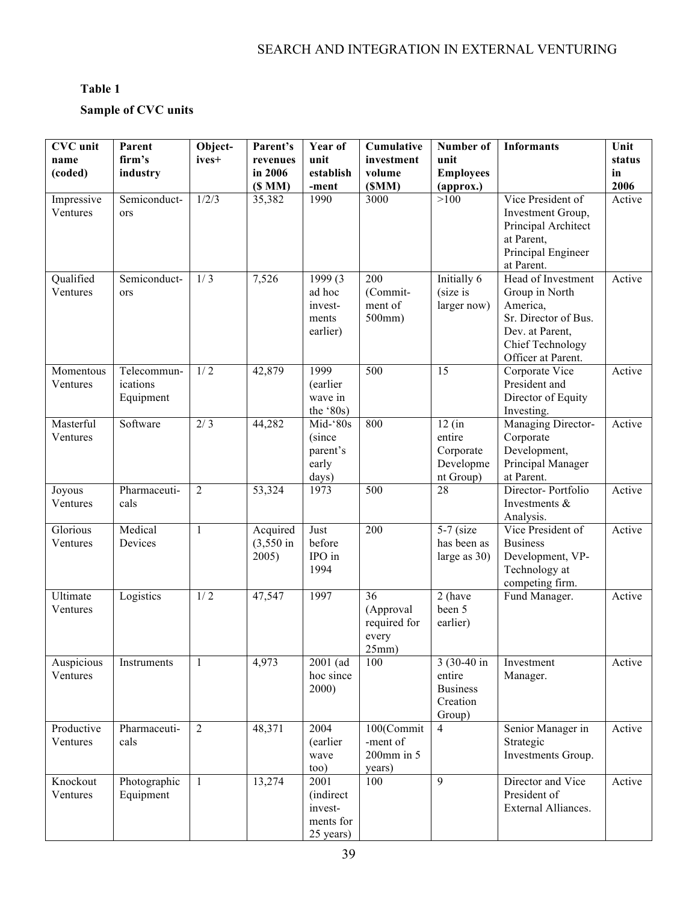**Table 1**

**Sample of CVC units**

| CVC unit name (coded) | Parent firm's industry | Objectives+ | Parent's revenues in 2006 ($ MM) | Year of unit establishment | Cumulative investment volume ($MM) | Number of unit Employees (approx.) | Informants | Unit status in 2006 |
|---|---|---|---|---|---|---|---|---|
| Impressive Ventures | Semiconductors | 1/2/3 | 35,382 | 1990 | 3000 | >100 | Vice President of Investment Group, Principal Architect at Parent, Principal Engineer at Parent. | Active |
| Qualified Ventures | Semiconductors | 1/ 3 | 7,526 | 1999 (3 ad hoc investments earlier) | 200 (Commitment of 500mm) | Initially 6 (size is larger now) | Head of Investment Group in North America, Sr. Director of Bus. Dev. at Parent, Chief Technology Officer at Parent. | Active |
| Momentous Ventures | Telecommunications Equipment | 1/ 2 | 42,879 | 1999 (earlier wave in the '80s) | 500 | 15 | Corporate Vice President and Director of Equity Investing. | Active |
| Masterful Ventures | Software | 2/ 3 | 44,282 | Mid-'80s (since parent's early days) | 800 | 12 (in entire Corporate Development Group) | Managing Director-Corporate Development, Principal Manager at Parent. | Active |
| Joyous Ventures | Pharmaceuticals | 2 | 53,324 | 1973 | 500 | 28 | Director- Portfolio Investments & Analysis. | Active |
| Glorious Ventures | Medical Devices | 1 | Acquired (3,550 in 2005) | Just before IPO in 1994 | 200 | 5-7 (size has been as large as 30) | Vice President of Business Development, VP-Technology at competing firm. | Active |
| Ultimate Ventures | Logistics | 1/ 2 | 47,547 | 1997 | 36 (Approval required for every 25mm) | 2 (have been 5 earlier) | Fund Manager. | Active |
| Auspicious Ventures | Instruments | 1 | 4,973 | 2001 (ad hoc since 2000) | 100 | 3 (30-40 in entire Business Creation Group) | Investment Manager. | Active |
| Productive Ventures | Pharmaceuticals | 2 | 48,371 | 2004 (earlier wave too) | 100(Commitment of 200mm in 5 years) | 4 | Senior Manager in Strategic Investments Group. | Active |
| Knockout Ventures | Photographic Equipment | 1 | 13,274 | 2001 (indirect investments for 25 years) | 100 | 9 | Director and Vice President of External Alliances. | Active |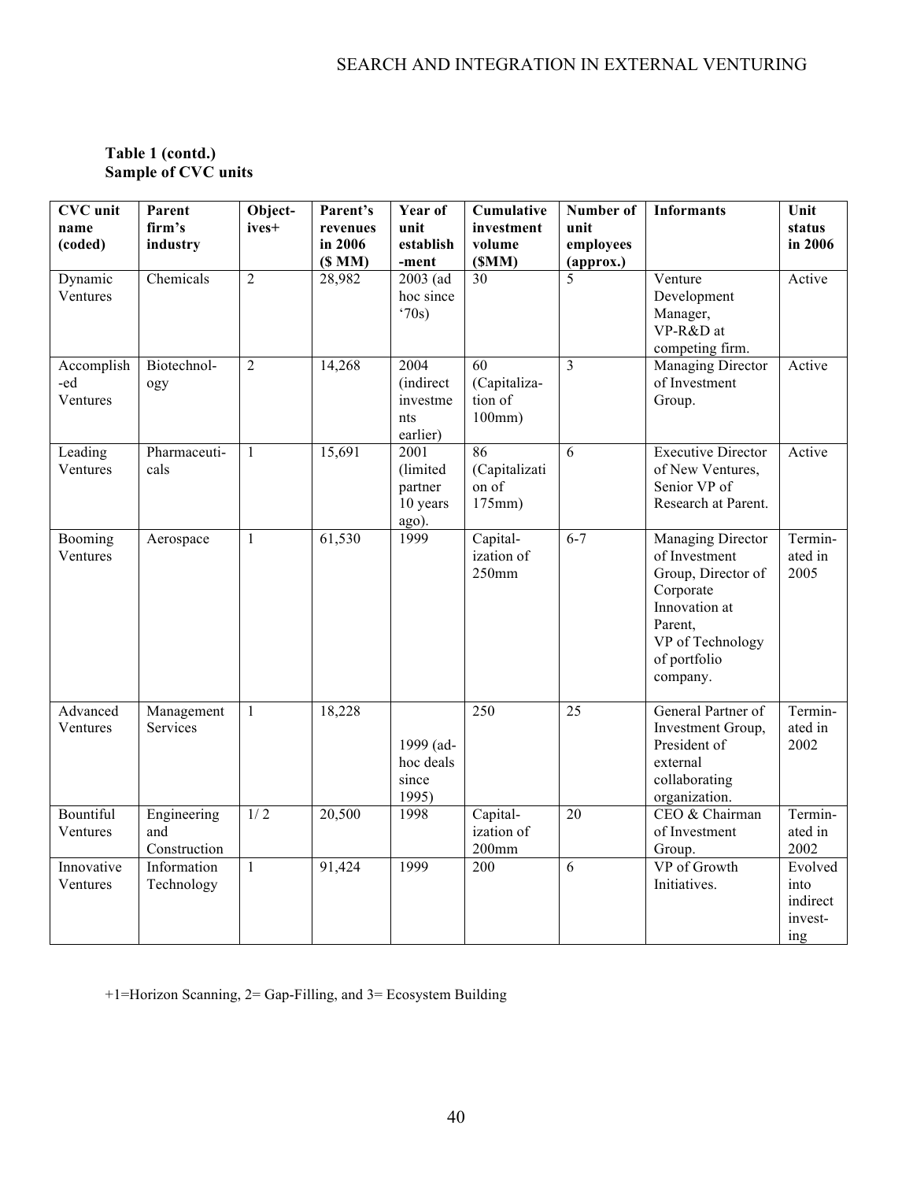**Table 1 (contd.)**
**Sample of CVC units**

| CVC unit name (coded) | Parent firm's industry | Object-ives+ | Parent's revenues in 2006 ($ MM) | Year of unit establish-ment | Cumulative investment volume ($MM) | Number of unit employees (approx.) | Informants | Unit status in 2006 |
|---|---|---|---|---|---|---|---|---|
| Dynamic Ventures | Chemicals | 2 | 28,982 | 2003 (ad hoc since '70s) | 30 | 5 | Venture Development Manager, VP-R&D at competing firm. | Active |
| Accomplish-ed Ventures | Biotechnol-ogy | 2 | 14,268 | 2004 (indirect investments earlier) | 60 (Capitaliza-tion of 100mm) | 3 | Managing Director of Investment Group. | Active |
| Leading Ventures | Pharmaceuti-cals | 1 | 15,691 | 2001 (limited partner 10 years ago). | 86 (Capitalization of 175mm) | 6 | Executive Director of New Ventures, Senior VP of Research at Parent. | Active |
| Booming Ventures | Aerospace | 1 | 61,530 | 1999 | Capital-ization of 250mm | 6-7 | Managing Director of Investment Group, Director of Corporate Innovation at Parent, VP of Technology of portfolio company. | Termin-ated in 2005 |
| Advanced Ventures | Management Services | 1 | 18,228 | 1999 (ad-hoc deals since 1995) | 250 | 25 | General Partner of Investment Group, President of external collaborating organization. | Termin-ated in 2002 |
| Bountiful Ventures | Engineering and Construction | 1/ 2 | 20,500 | 1998 | Capital-ization of 200mm | 20 | CEO & Chairman of Investment Group. | Termin-ated in 2002 |
| Innovative Ventures | Information Technology | 1 | 91,424 | 1999 | 200 | 6 | VP of Growth Initiatives. | Evolved into indirect invest-ing |

+1=Horizon Scanning, 2= Gap-Filling, and 3= Ecosystem Building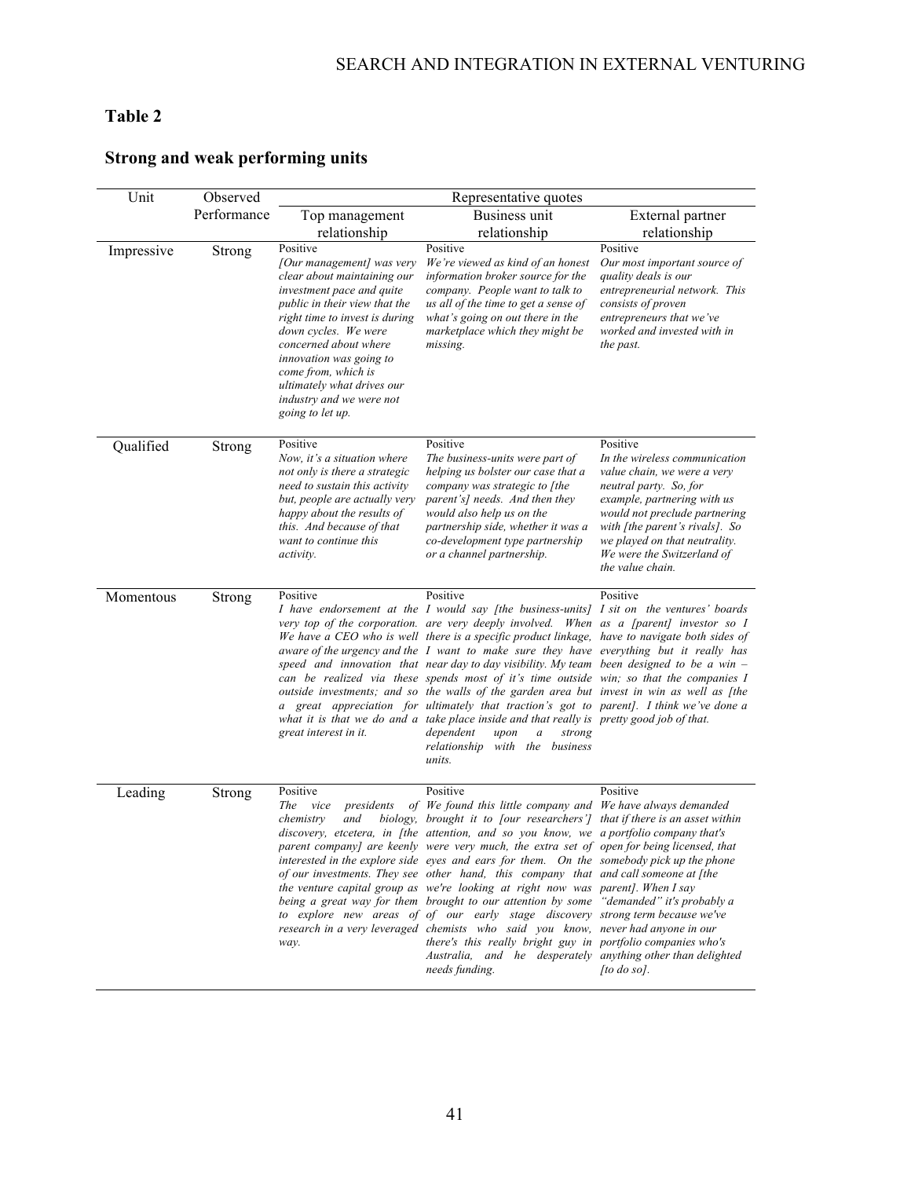**Table 2**

**Strong and weak performing units**

| Unit | Observed Performance | Representative quotes | | |
|---|---|---|---|---|
| | | Top management relationship | Business unit relationship | External partner relationship |
| Impressive | Strong | Positive<br>*[Our management] was very clear about maintaining our investment pace and quite public in their view that the right time to invest is during down cycles. We were concerned about where innovation was going to come from, which is ultimately what drives our industry and we were not going to let up.* | Positive<br>*We're viewed as kind of an honest information broker source for the company. People want to talk to us all of the time to get a sense of what's going on out there in the marketplace which they might be missing.* | Positive<br>*Our most important source of quality deals is our entrepreneurial network. This consists of proven entrepreneurs that we've worked and invested with in the past.* |
| Qualified | Strong | Positive<br>*Now, it's a situation where not only is there a strategic need to sustain this activity but, people are actually very happy about the results of this. And because of that want to continue this activity.* | Positive<br>*The business-units were part of helping us bolster our case that a company was strategic to [the parent's] needs. And then they would also help us on the partnership side, whether it was a co-development type partnership or a channel partnership.* | Positive<br>*In the wireless communication value chain, we were a very neutral party. So, for example, partnering with us would not preclude partnering with [the parent's rivals]. So we played on that neutrality. We were the Switzerland of the value chain.* |
| Momentous | Strong | Positive<br>*I have endorsement at the very top of the corporation. We have a CEO who is well aware of the urgency and the speed and innovation that can be realized via these outside investments; and so a great appreciation for what it is that we do and a great interest in it.* | Positive<br>*I would say [the business-units] are very deeply involved. When there is a specific product linkage, I want to make sure they have near day to day visibility. My team spends most of it's time outside the walls of the garden area but ultimately that traction's got to take place inside and that really is dependent upon a strong relationship with the business units.* | Positive<br>*I sit on the ventures' boards as a [parent] investor so I have to navigate both sides of everything but it really has been designed to be a win – win; so that the companies I invest in win as well as [the parent]. I think we've done a pretty good job of that.* |
| Leading | Strong | Positive<br>*The vice presidents of chemistry and biology, discovery, etcetera, in [the parent company] are keenly interested in the explore side of our investments. They see the venture capital group as being a great way for them to explore new areas of research in a very leveraged way.* | Positive<br>*We found this little company and brought it to [our researchers'] attention, and so you know, we were very much, the extra set of eyes and ears for them. On the other hand, this company that we're looking at right now was brought to our attention by some of our early stage discovery chemists who said you know, there's this really bright guy in Australia, and he desperately needs funding.* | Positive<br>*We have always demanded that if there is an asset within a portfolio company that's open for being licensed, that somebody pick up the phone and call someone at [the parent]. When I say "demanded" it's probably a strong term because we've never had anyone in our portfolio companies who's anything other than delighted [to do so].* |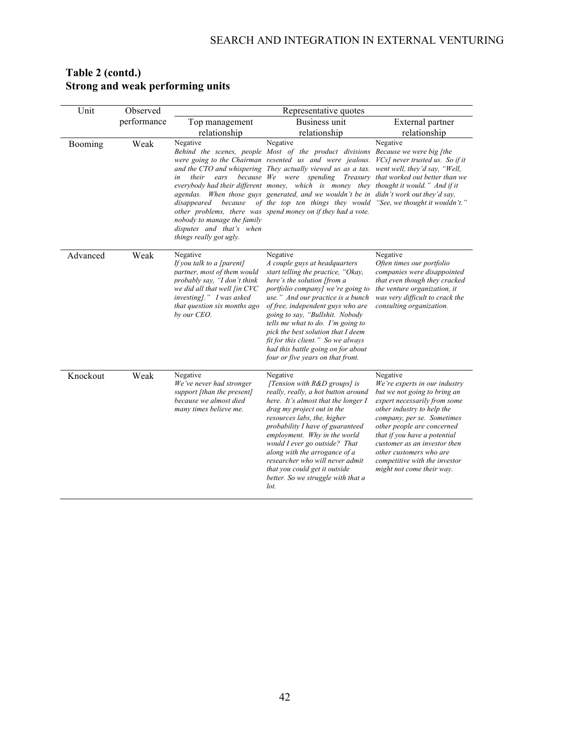## Table 2 (contd.)
## Strong and weak performing units

| Unit | Observed performance | Representative quotes | | |
|---|---|---|---|---|
| | | Top management relationship | Business unit relationship | External partner relationship |
| Booming | Weak | Negative<br>*Behind the scenes, people were going to the Chairman and the CTO and whispering in their ears because everybody had their different agendas. When those guys disappeared because of other problems, there was nobody to manage the family disputes and that's when things really got ugly.* | Negative<br>*Most of the product divisions resented us and were jealous. They actually viewed us as a tax. We were spending Treasury money, which is money they generated, and we wouldn't be in the top ten things they would spend money on if they had a vote.* | Negative<br>*Because we were big [the VCs] never trusted us. So if it went well, they'd say, "Well, that worked out better than we thought it would." And if it didn't work out they'd say, "See, we thought it wouldn't."* |
| Advanced | Weak | Negative<br>*If you talk to a [parent] partner, most of them would probably say, "I don't think we did all that well [in CVC investing]." I was asked that question six months ago by our CEO.* | Negative<br>*A couple guys at headquarters start telling the practice, "Okay, here's the solution [from a portfolio company] we're going to use." And our practice is a bunch of free, independent guys who are going to say, "Bullshit. Nobody tells me what to do. I'm going to pick the best solution that I deem fit for this client." So we always had this battle going on for about four or five years on that front.* | Negative<br>*Often times our portfolio companies were disappointed that even though they cracked the venture organization, it was very difficult to crack the consulting organization.* |
| Knockout | Weak | Negative<br>*We've never had stronger support [than the present] because we almost died many times believe me.* | Negative<br>*[Tension with R&D groups] is really, really, a hot button around here. It's almost that the longer I drag my project out in the resources labs, the, higher probability I have of guaranteed employment. Why in the world would I ever go outside? That along with the arrogance of a researcher who will never admit that you could get it outside better. So we struggle with that a lot.* | Negative<br>*We're experts in our industry but we not going to bring an expert necessarily from some other industry to help the company, per se. Sometimes other people are concerned that if you have a potential customer as an investor then other customers who are competitive with the investor might not come their way.* |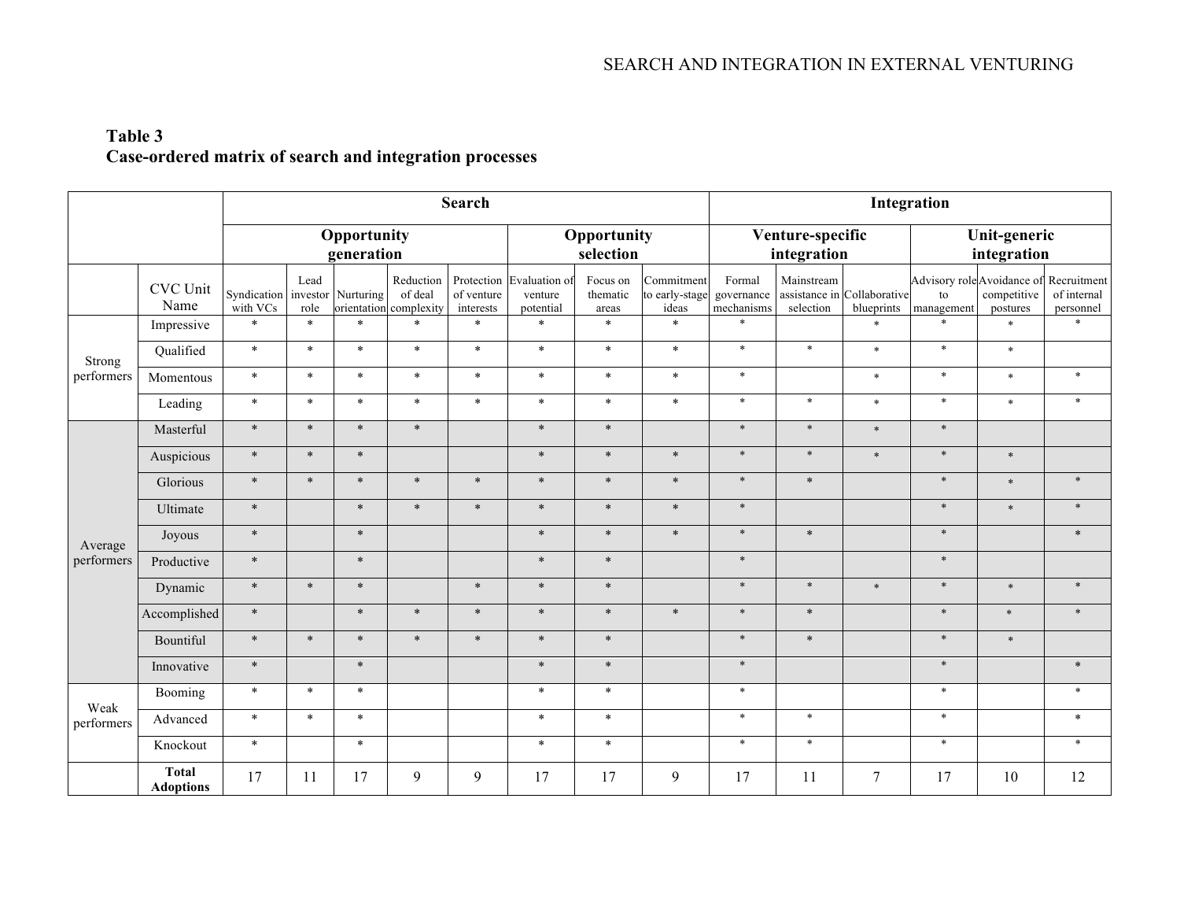**Table 3**
**Case-ordered matrix of search and integration processes**

| | | Search | | | | | | | | Integration | | | | | |
|---|---|---|---|---|---|---|---|---|---|---|---|---|---|---|---|
| | | Opportunity generation | | | | | Opportunity selection | | | Venture-specific integration | | | Unit-generic integration | | |
| | CVC Unit Name | Syndication with VCs | Lead investor role | Nurturing orientation | Reduction of deal complexity | Protection of venture interests | Evaluation of venture potential | Focus on thematic areas | Commitment to early-stage ideas | Formal governance mechanisms | Mainstream assistance in selection | Collaborative blueprints | Advisory role to management | Avoidance of competitive postures | Recruitment of internal personnel |
| Strong performers | Impressive | * | * | * | * | * | * | * | * | * | | * | * | * | * |
| | Qualified | * | * | * | * | * | * | * | * | * | * | * | * | * | |
| | Momentous | * | * | * | * | * | * | * | * | * | | * | * | * | * |
| | Leading | * | * | * | * | * | * | * | * | * | * | * | * | * | * |
| Average performers | Masterful | * | * | * | * | | * | * | | * | * | * | * | | |
| | Auspicious | * | * | * | | | * | * | * | * | * | * | * | * | |
| | Glorious | * | * | * | * | * | * | * | * | * | * | | * | * | * |
| | Ultimate | * | | * | * | * | * | * | * | * | | | * | * | * |
| | Joyous | * | | * | | | * | * | * | * | * | | * | | * |
| | Productive | * | | * | | | * | * | | * | | | * | | |
| | Dynamic | * | * | * | | * | * | * | | * | * | * | * | * | * |
| | Accomplished | * | | * | * | * | * | * | * | * | * | | * | * | * |
| | Bountiful | * | * | * | * | * | * | * | | * | * | | * | * | |
| | Innovative | * | | * | | | * | * | | * | | | * | | * |
| Weak performers | Booming | * | * | * | | | * | * | | * | | | * | | * |
| | Advanced | * | * | * | | | * | * | | * | * | | * | | * |
| | Knockout | * | | * | | | * | * | | * | * | | * | | * |
| | **Total Adoptions** | 17 | 11 | 17 | 9 | 9 | 17 | 17 | 9 | 17 | 11 | 7 | 17 | 10 | 12 |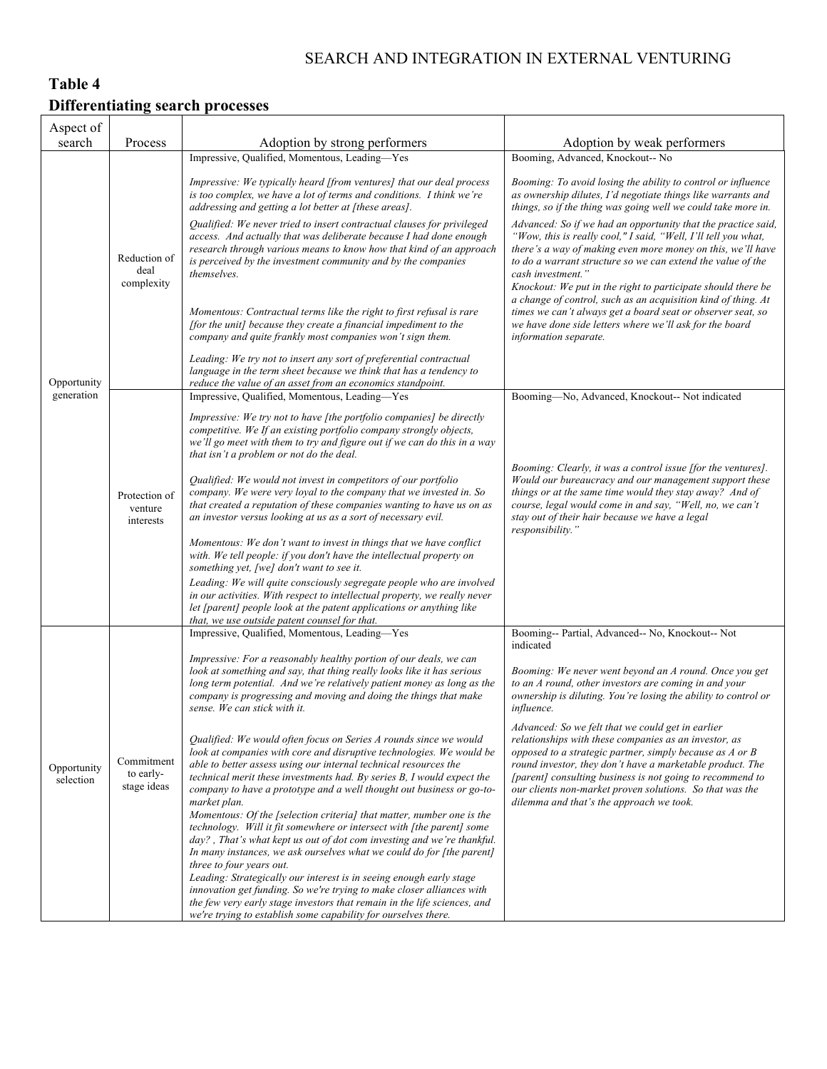**Table 4**
**Differentiating search processes**

| Aspect of search | Process | Adoption by strong performers | Adoption by weak performers |
|---|---|---|---|
| Opportunity generation | Reduction of deal complexity | Impressive, Qualified, Momentous, Leading—Yes<br><br>*Impressive: We typically heard [from ventures] that our deal process is too complex, we have a lot of terms and conditions. I think we're addressing and getting a lot better at [these areas].*<br><br>*Qualified: We never tried to insert contractual clauses for privileged access. And actually that was deliberate because I had done enough research through various means to know how that kind of an approach is perceived by the investment community and by the companies themselves.*<br><br>*Momentous: Contractual terms like the right to first refusal is rare [for the unit] because they create a financial impediment to the company and quite frankly most companies won't sign them.*<br><br>*Leading: We try not to insert any sort of preferential contractual language in the term sheet because we think that has a tendency to reduce the value of an asset from an economics standpoint.* | Booming, Advanced, Knockout-- No<br><br>*Booming: To avoid losing the ability to control or influence as ownership dilutes, I'd negotiate things like warrants and things, so if the thing was going well we could take more in.*<br><br>*Advanced: So if we had an opportunity that the practice said, "Wow, this is really cool," I said, "Well, I'll tell you what, there's a way of making even more money on this, we'll have to do a warrant structure so we can extend the value of the cash investment."*<br>*Knockout: We put in the right to participate should there be a change of control, such as an acquisition kind of thing. At times we can't always get a board seat or observer seat, so we have done side letters where we'll ask for the board information separate.* |
| | Protection of venture interests | Impressive, Qualified, Momentous, Leading—Yes<br><br>*Impressive: We try not to have [the portfolio companies] be directly competitive. We If an existing portfolio company strongly objects, we'll go meet with them to try and figure out if we can do this in a way that isn't a problem or not do the deal.*<br><br>*Qualified: We would not invest in competitors of our portfolio company. We were very loyal to the company that we invested in. So that created a reputation of these companies wanting to have us on as an investor versus looking at us as a sort of necessary evil.*<br><br>*Momentous: We don't want to invest in things that we have conflict with. We tell people: if you don't have the intellectual property on something yet, [we] don't want to see it.*<br>*Leading: We will quite consciously segregate people who are involved in our activities. With respect to intellectual property, we really never let [parent] people look at the patent applications or anything like that, we use outside patent counsel for that.* | Booming—No, Advanced, Knockout-- Not indicated<br><br>*Booming: Clearly, it was a control issue [for the ventures]. Would our bureaucracy and our management support these things or at the same time would they stay away? And of course, legal would come in and say, "Well, no, we can't stay out of their hair because we have a legal responsibility."* |
| Opportunity selection | Commitment to early-stage ideas | Impressive, Qualified, Momentous, Leading—Yes<br><br>*Impressive: For a reasonably healthy portion of our deals, we can look at something and say, that thing really looks like it has serious long term potential. And we're relatively patient money as long as the company is progressing and moving and doing the things that make sense. We can stick with it.*<br><br>*Qualified: We would often focus on Series A rounds since we would look at companies with core and disruptive technologies. We would be able to better assess using our internal technical resources the technical merit these investments had. By series B, I would expect the company to have a prototype and a well thought out business or go-to-market plan.*<br>*Momentous: Of the [selection criteria] that matter, number one is the technology. Will it fit somewhere or intersect with [the parent] some day? , That's what kept us out of dot com investing and we're thankful. In many instances, we ask ourselves what we could do for [the parent] three to four years out.*<br>*Leading: Strategically our interest is in seeing enough early stage innovation get funding. So we're trying to make closer alliances with the few very early stage investors that remain in the life sciences, and we're trying to establish some capability for ourselves there.* | Booming-- Partial, Advanced-- No, Knockout-- Not indicated<br><br>*Booming: We never went beyond an A round. Once you get to an A round, other investors are coming in and your ownership is diluting. You're losing the ability to control or influence.*<br><br>*Advanced: So we felt that we could get in earlier relationships with these companies as an investor, as opposed to a strategic partner, simply because as A or B round investor, they don't have a marketable product. The [parent] consulting business is not going to recommend to our clients non-market proven solutions. So that was the dilemma and that's the approach we took.* |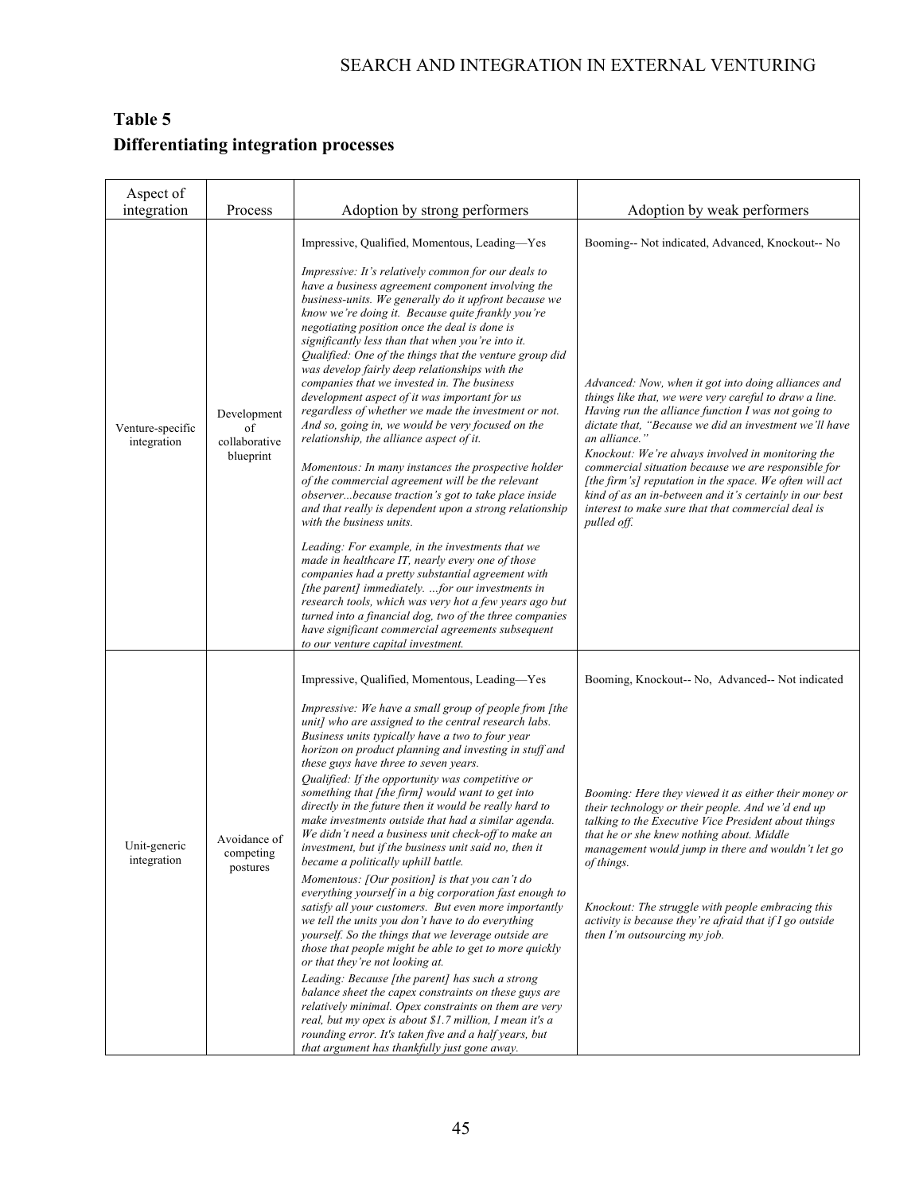## Table 5
## Differentiating integration processes

| Aspect of integration | Process | Adoption by strong performers | Adoption by weak performers |
|---|---|---|---|
| Venture-specific integration | Development of collaborative blueprint | Impressive, Qualified, Momentous, Leading—Yes<br><br>*Impressive: It's relatively common for our deals to have a business agreement component involving the business-units. We generally do it upfront because we know we're doing it. Because quite frankly you're negotiating position once the deal is done is significantly less than that when you're into it.*<br>*Qualified: One of the things that the venture group did was develop fairly deep relationships with the companies that we invested in. The business development aspect of it was important for us regardless of whether we made the investment or not. And so, going in, we would be very focused on the relationship, the alliance aspect of it.*<br><br>*Momentous: In many instances the prospective holder of the commercial agreement will be the relevant observer...because traction's got to take place inside and that really is dependent upon a strong relationship with the business units.*<br><br>*Leading: For example, in the investments that we made in healthcare IT, nearly every one of those companies had a pretty substantial agreement with [the parent] immediately. ...for our investments in research tools, which was very hot a few years ago but turned into a financial dog, two of the three companies have significant commercial agreements subsequent to our venture capital investment.* | Booming-- Not indicated, Advanced, Knockout-- No<br><br>*Advanced: Now, when it got into doing alliances and things like that, we were very careful to draw a line. Having run the alliance function I was not going to dictate that, "Because we did an investment we'll have an alliance."*<br>*Knockout: We're always involved in monitoring the commercial situation because we are responsible for [the firm's] reputation in the space. We often will act kind of as an in-between and it's certainly in our best interest to make sure that that commercial deal is pulled off.* |
| Unit-generic integration | Avoidance of competing postures | Impressive, Qualified, Momentous, Leading—Yes<br><br>*Impressive: We have a small group of people from [the unit] who are assigned to the central research labs. Business units typically have a two to four year horizon on product planning and investing in stuff and these guys have three to seven years.*<br>*Qualified: If the opportunity was competitive or something that [the firm] would want to get into directly in the future then it would be really hard to make investments outside that had a similar agenda. We didn't need a business unit check-off to make an investment, but if the business unit said no, then it became a politically uphill battle.*<br>*Momentous: [Our position] is that you can't do everything yourself in a big corporation fast enough to satisfy all your customers. But even more importantly we tell the units you don't have to do everything yourself. So the things that we leverage outside are those that people might be able to get to more quickly or that they're not looking at.*<br>*Leading: Because [the parent] has such a strong balance sheet the capex constraints on these guys are relatively minimal. Opex constraints on them are very real, but my opex is about $1.7 million, I mean it's a rounding error. It's taken five and a half years, but that argument has thankfully just gone away.* | Booming, Knockout-- No, Advanced-- Not indicated<br><br>*Booming: Here they viewed it as either their money or their technology or their people. And we'd end up talking to the Executive Vice President about things that he or she knew nothing about. Middle management would jump in there and wouldn't let go of things.*<br><br>*Knockout: The struggle with people embracing this activity is because they're afraid that if I go outside then I'm outsourcing my job.* |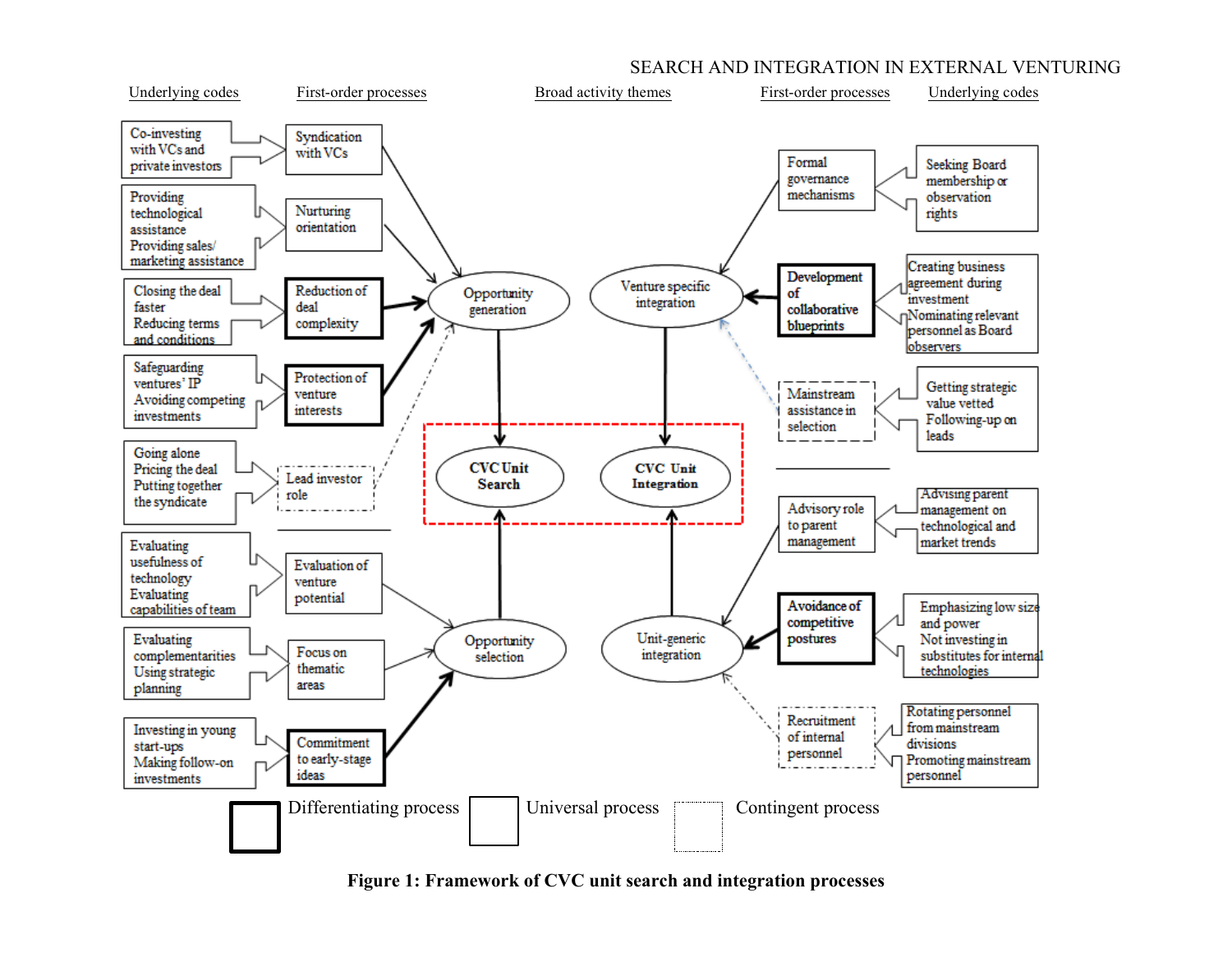SEARCH AND INTEGRATION IN EXTERNAL VENTURING

Underlying codes

First-order processes

Broad activity themes

First-order processes

Underlying codes

Co-investing with VCs and private investors

Syndication with VCs

Providing technological assistance
Providing sales/ marketing assistance

Nurturing orientation

Closing the deal faster
Reducing terms and conditions

Reduction of deal complexity

Safeguarding ventures' IP
Avoiding competing investments

Protection of venture interests

Going alone
Pricing the deal
Putting together the syndicate

Lead investor role

Evaluating usefulness of technology
Evaluating capabilities of team

Evaluation of venture potential

Evaluating complementarities
Using strategic planning

Focus on thematic areas

Investing in young start-ups
Making follow-on investments

Commitment to early-stage ideas

Opportunity generation

Opportunity selection

CVC Unit Search

CVC Unit Integration

Venture specific integration

Unit-generic integration

Formal governance mechanisms

Seeking Board membership or observation rights

Development of collaborative blueprints

Creating business agreement during investment
Nominating relevant personnel as Board observers

Mainstream assistance in selection

Getting strategic value vetted
Following-up on leads

Advisory role to parent management

Advising parent management on technological and market trends

Avoidance of competitive postures

Emphasizing low size and power
Not investing in substitutes for internal technologies

Recruitment of internal personnel

Rotating personnel from mainstream divisions
Promoting mainstream personnel

Differentiating process

Universal process

Contingent process

**Figure 1: Framework of CVC unit search and integration processes**